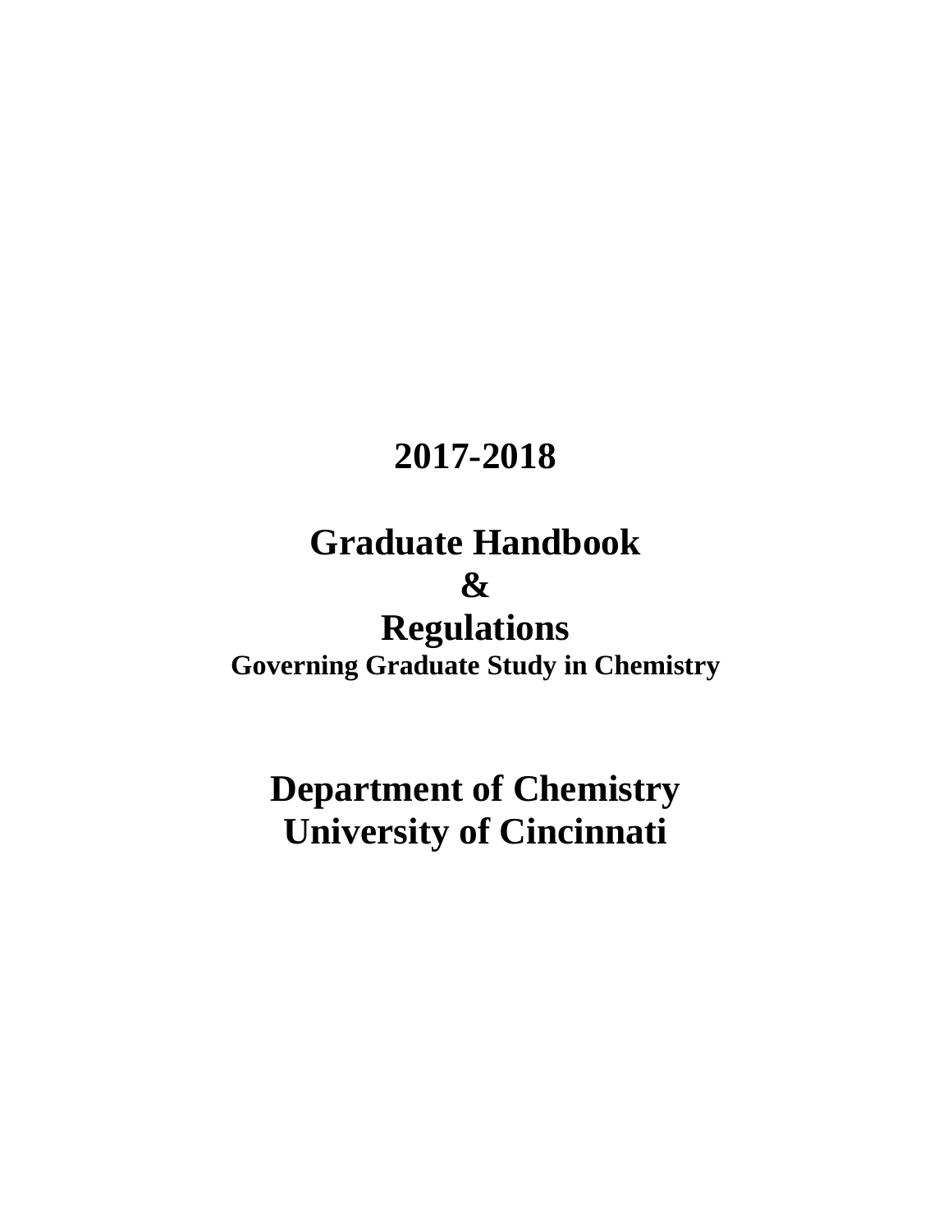# 2017-2018

# Graduate Handbook
# &
# Regulations

**Governing Graduate Study in Chemistry**

# Department of Chemistry
# University of Cincinnati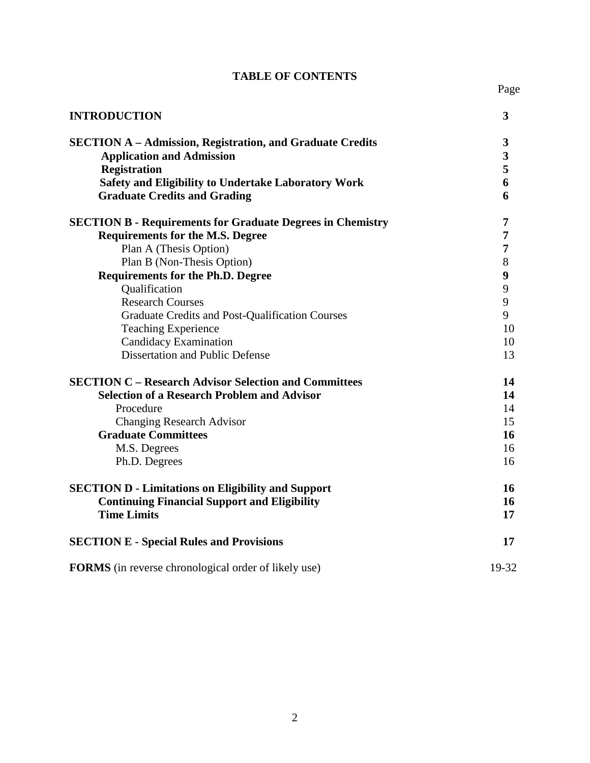# TABLE OF CONTENTS

| | Page |
|---|---|
| **INTRODUCTION** | **3** |
| **SECTION A – Admission, Registration, and Graduate Credits** | **3** |
| **Application and Admission** | **3** |
| **Registration** | **5** |
| **Safety and Eligibility to Undertake Laboratory Work** | **6** |
| **Graduate Credits and Grading** | **6** |
| **SECTION B - Requirements for Graduate Degrees in Chemistry** | **7** |
| **Requirements for the M.S. Degree** | **7** |
| Plan A (Thesis Option) | **7** |
| Plan B (Non-Thesis Option) | 8 |
| **Requirements for the Ph.D. Degree** | **9** |
| Qualification | 9 |
| Research Courses | 9 |
| Graduate Credits and Post-Qualification Courses | 9 |
| Teaching Experience | 10 |
| Candidacy Examination | 10 |
| Dissertation and Public Defense | 13 |
| **SECTION C – Research Advisor Selection and Committees** | **14** |
| **Selection of a Research Problem and Advisor** | **14** |
| Procedure | 14 |
| Changing Research Advisor | 15 |
| **Graduate Committees** | **16** |
| M.S. Degrees | 16 |
| Ph.D. Degrees | 16 |
| **SECTION D - Limitations on Eligibility and Support** | **16** |
| **Continuing Financial Support and Eligibility** | **16** |
| **Time Limits** | **17** |
| **SECTION E - Special Rules and Provisions** | **17** |
| **FORMS** (in reverse chronological order of likely use) | 19-32 |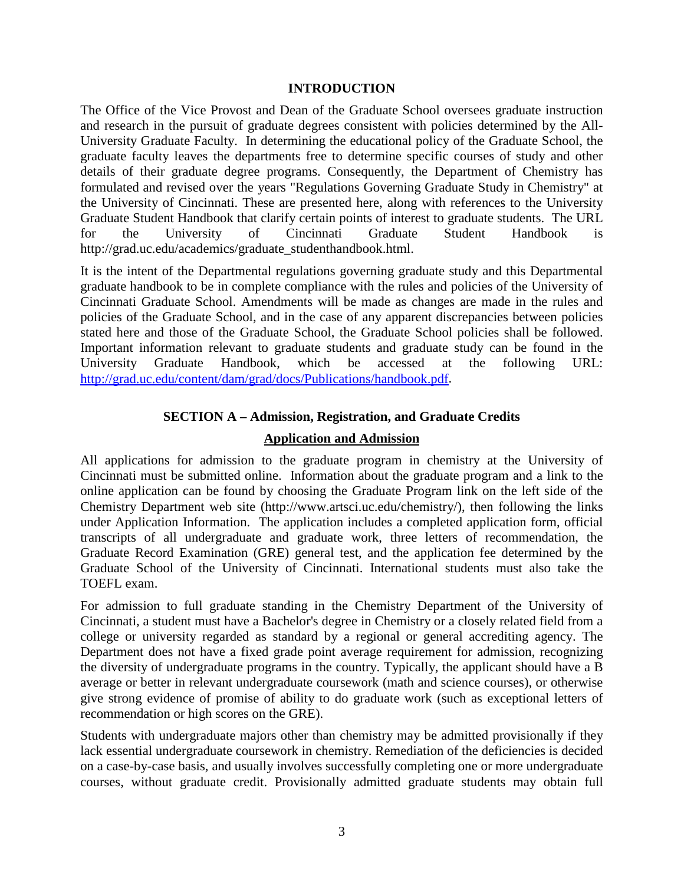## INTRODUCTION

The Office of the Vice Provost and Dean of the Graduate School oversees graduate instruction and research in the pursuit of graduate degrees consistent with policies determined by the All-University Graduate Faculty. In determining the educational policy of the Graduate School, the graduate faculty leaves the departments free to determine specific courses of study and other details of their graduate degree programs. Consequently, the Department of Chemistry has formulated and revised over the years "Regulations Governing Graduate Study in Chemistry" at the University of Cincinnati. These are presented here, along with references to the University Graduate Student Handbook that clarify certain points of interest to graduate students. The URL for the University of Cincinnati Graduate Student Handbook is http://grad.uc.edu/academics/graduate_studenthandbook.html.

It is the intent of the Departmental regulations governing graduate study and this Departmental graduate handbook to be in complete compliance with the rules and policies of the University of Cincinnati Graduate School. Amendments will be made as changes are made in the rules and policies of the Graduate School, and in the case of any apparent discrepancies between policies stated here and those of the Graduate School, the Graduate School policies shall be followed. Important information relevant to graduate students and graduate study can be found in the University Graduate Handbook, which be accessed at the following URL: [http://grad.uc.edu/content/dam/grad/docs/Publications/handbook.pdf](http://grad.uc.edu/content/dam/grad/docs/Publications/handbook.pdf).

## SECTION A – Admission, Registration, and Graduate Credits

### Application and Admission

All applications for admission to the graduate program in chemistry at the University of Cincinnati must be submitted online. Information about the graduate program and a link to the online application can be found by choosing the Graduate Program link on the left side of the Chemistry Department web site (http://www.artsci.uc.edu/chemistry/), then following the links under Application Information. The application includes a completed application form, official transcripts of all undergraduate and graduate work, three letters of recommendation, the Graduate Record Examination (GRE) general test, and the application fee determined by the Graduate School of the University of Cincinnati. International students must also take the TOEFL exam.

For admission to full graduate standing in the Chemistry Department of the University of Cincinnati, a student must have a Bachelor's degree in Chemistry or a closely related field from a college or university regarded as standard by a regional or general accrediting agency. The Department does not have a fixed grade point average requirement for admission, recognizing the diversity of undergraduate programs in the country. Typically, the applicant should have a B average or better in relevant undergraduate coursework (math and science courses), or otherwise give strong evidence of promise of ability to do graduate work (such as exceptional letters of recommendation or high scores on the GRE).

Students with undergraduate majors other than chemistry may be admitted provisionally if they lack essential undergraduate coursework in chemistry. Remediation of the deficiencies is decided on a case-by-case basis, and usually involves successfully completing one or more undergraduate courses, without graduate credit. Provisionally admitted graduate students may obtain full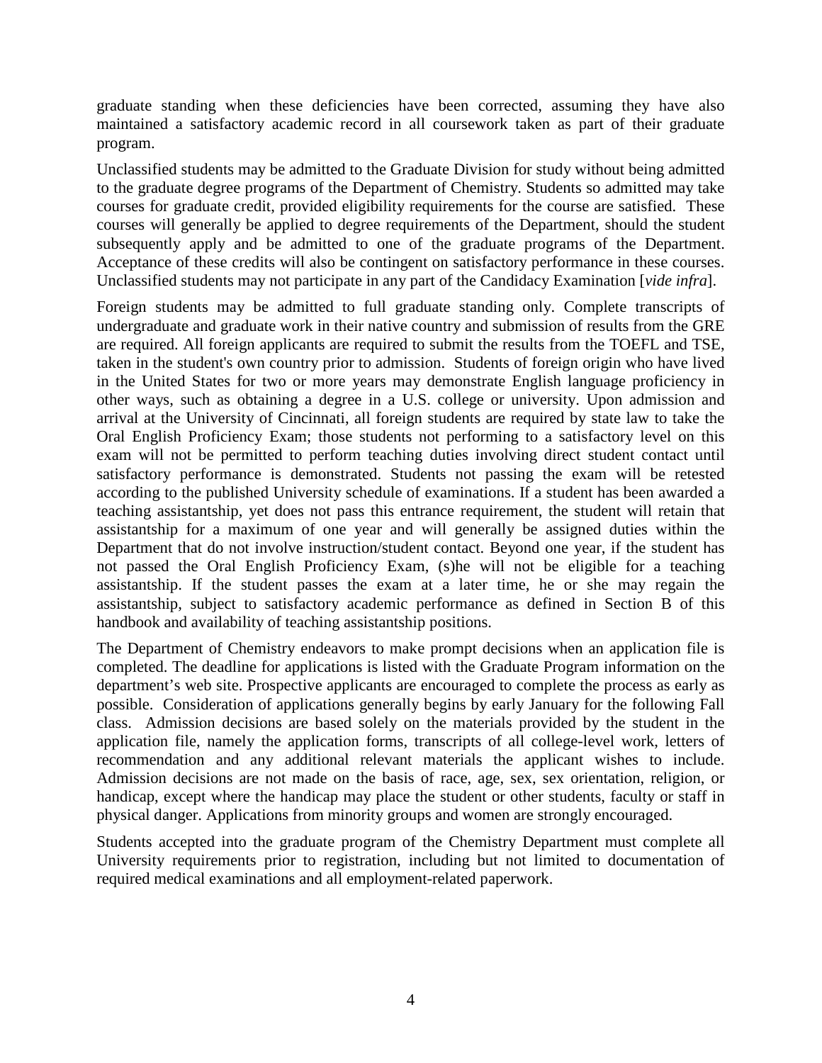graduate standing when these deficiencies have been corrected, assuming they have also maintained a satisfactory academic record in all coursework taken as part of their graduate program.

Unclassified students may be admitted to the Graduate Division for study without being admitted to the graduate degree programs of the Department of Chemistry. Students so admitted may take courses for graduate credit, provided eligibility requirements for the course are satisfied. These courses will generally be applied to degree requirements of the Department, should the student subsequently apply and be admitted to one of the graduate programs of the Department. Acceptance of these credits will also be contingent on satisfactory performance in these courses. Unclassified students may not participate in any part of the Candidacy Examination [*vide infra*].

Foreign students may be admitted to full graduate standing only. Complete transcripts of undergraduate and graduate work in their native country and submission of results from the GRE are required. All foreign applicants are required to submit the results from the TOEFL and TSE, taken in the student's own country prior to admission. Students of foreign origin who have lived in the United States for two or more years may demonstrate English language proficiency in other ways, such as obtaining a degree in a U.S. college or university. Upon admission and arrival at the University of Cincinnati, all foreign students are required by state law to take the Oral English Proficiency Exam; those students not performing to a satisfactory level on this exam will not be permitted to perform teaching duties involving direct student contact until satisfactory performance is demonstrated. Students not passing the exam will be retested according to the published University schedule of examinations. If a student has been awarded a teaching assistantship, yet does not pass this entrance requirement, the student will retain that assistantship for a maximum of one year and will generally be assigned duties within the Department that do not involve instruction/student contact. Beyond one year, if the student has not passed the Oral English Proficiency Exam, (s)he will not be eligible for a teaching assistantship. If the student passes the exam at a later time, he or she may regain the assistantship, subject to satisfactory academic performance as defined in Section B of this handbook and availability of teaching assistantship positions.

The Department of Chemistry endeavors to make prompt decisions when an application file is completed. The deadline for applications is listed with the Graduate Program information on the department's web site. Prospective applicants are encouraged to complete the process as early as possible. Consideration of applications generally begins by early January for the following Fall class. Admission decisions are based solely on the materials provided by the student in the application file, namely the application forms, transcripts of all college-level work, letters of recommendation and any additional relevant materials the applicant wishes to include. Admission decisions are not made on the basis of race, age, sex, sex orientation, religion, or handicap, except where the handicap may place the student or other students, faculty or staff in physical danger. Applications from minority groups and women are strongly encouraged.

Students accepted into the graduate program of the Chemistry Department must complete all University requirements prior to registration, including but not limited to documentation of required medical examinations and all employment-related paperwork.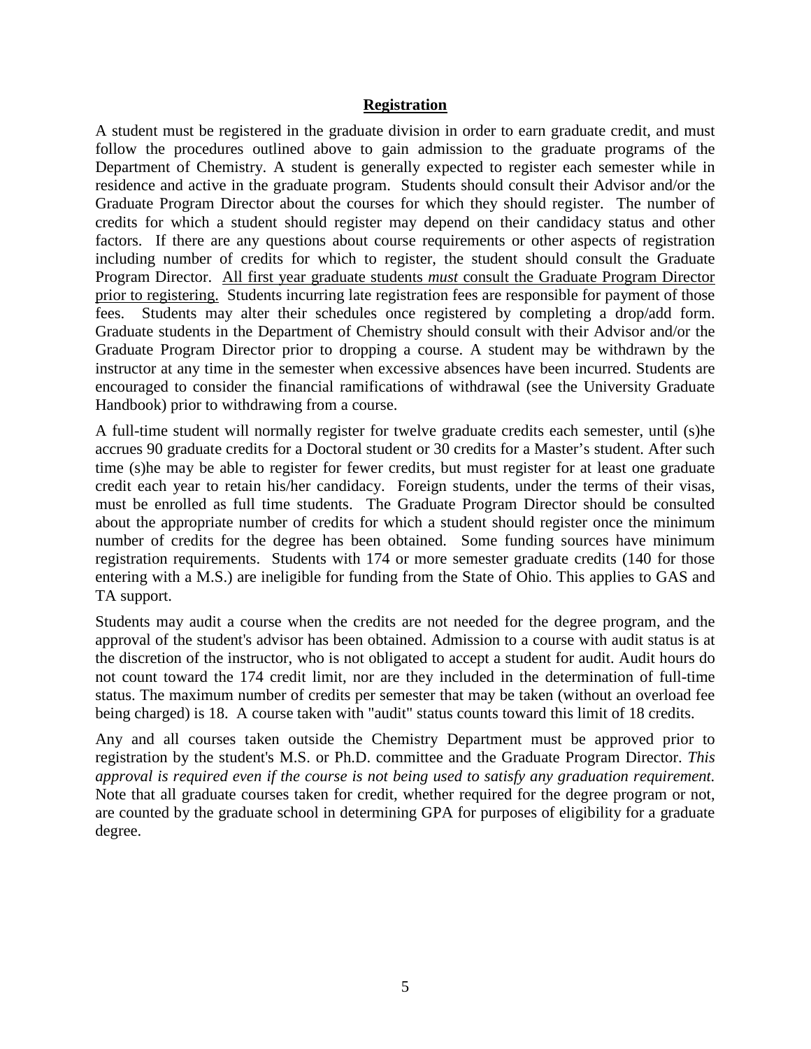## Registration

A student must be registered in the graduate division in order to earn graduate credit, and must follow the procedures outlined above to gain admission to the graduate programs of the Department of Chemistry. A student is generally expected to register each semester while in residence and active in the graduate program. Students should consult their Advisor and/or the Graduate Program Director about the courses for which they should register. The number of credits for which a student should register may depend on their candidacy status and other factors. If there are any questions about course requirements or other aspects of registration including number of credits for which to register, the student should consult the Graduate Program Director. All first year graduate students *must* consult the Graduate Program Director prior to registering. Students incurring late registration fees are responsible for payment of those fees. Students may alter their schedules once registered by completing a drop/add form. Graduate students in the Department of Chemistry should consult with their Advisor and/or the Graduate Program Director prior to dropping a course. A student may be withdrawn by the instructor at any time in the semester when excessive absences have been incurred. Students are encouraged to consider the financial ramifications of withdrawal (see the University Graduate Handbook) prior to withdrawing from a course.

A full-time student will normally register for twelve graduate credits each semester, until (s)he accrues 90 graduate credits for a Doctoral student or 30 credits for a Master's student. After such time (s)he may be able to register for fewer credits, but must register for at least one graduate credit each year to retain his/her candidacy. Foreign students, under the terms of their visas, must be enrolled as full time students. The Graduate Program Director should be consulted about the appropriate number of credits for which a student should register once the minimum number of credits for the degree has been obtained. Some funding sources have minimum registration requirements. Students with 174 or more semester graduate credits (140 for those entering with a M.S.) are ineligible for funding from the State of Ohio. This applies to GAS and TA support.

Students may audit a course when the credits are not needed for the degree program, and the approval of the student's advisor has been obtained. Admission to a course with audit status is at the discretion of the instructor, who is not obligated to accept a student for audit. Audit hours do not count toward the 174 credit limit, nor are they included in the determination of full-time status. The maximum number of credits per semester that may be taken (without an overload fee being charged) is 18. A course taken with "audit" status counts toward this limit of 18 credits.

Any and all courses taken outside the Chemistry Department must be approved prior to registration by the student's M.S. or Ph.D. committee and the Graduate Program Director. *This approval is required even if the course is not being used to satisfy any graduation requirement.* Note that all graduate courses taken for credit, whether required for the degree program or not, are counted by the graduate school in determining GPA for purposes of eligibility for a graduate degree.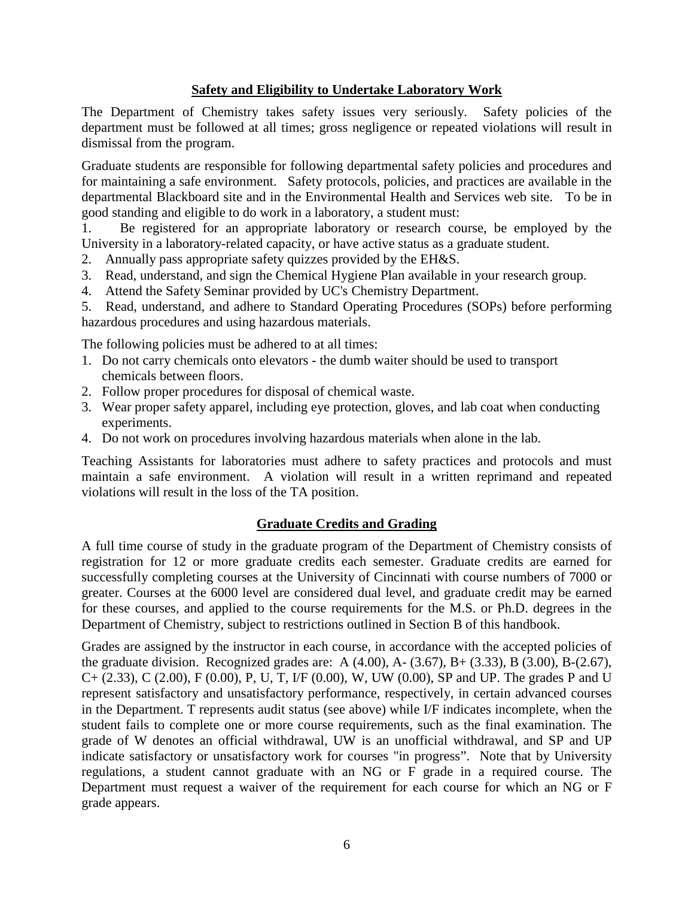## Safety and Eligibility to Undertake Laboratory Work

The Department of Chemistry takes safety issues very seriously. Safety policies of the department must be followed at all times; gross negligence or repeated violations will result in dismissal from the program.

Graduate students are responsible for following departmental safety policies and procedures and for maintaining a safe environment. Safety protocols, policies, and practices are available in the departmental Blackboard site and in the Environmental Health and Services web site. To be in good standing and eligible to do work in a laboratory, a student must:

1. Be registered for an appropriate laboratory or research course, be employed by the University in a laboratory-related capacity, or have active status as a graduate student.
2. Annually pass appropriate safety quizzes provided by the EH&S.
3. Read, understand, and sign the Chemical Hygiene Plan available in your research group.
4. Attend the Safety Seminar provided by UC's Chemistry Department.
5. Read, understand, and adhere to Standard Operating Procedures (SOPs) before performing hazardous procedures and using hazardous materials.

The following policies must be adhered to at all times:

1. Do not carry chemicals onto elevators - the dumb waiter should be used to transport chemicals between floors.
2. Follow proper procedures for disposal of chemical waste.
3. Wear proper safety apparel, including eye protection, gloves, and lab coat when conducting experiments.
4. Do not work on procedures involving hazardous materials when alone in the lab.

Teaching Assistants for laboratories must adhere to safety practices and protocols and must maintain a safe environment. A violation will result in a written reprimand and repeated violations will result in the loss of the TA position.

## Graduate Credits and Grading

A full time course of study in the graduate program of the Department of Chemistry consists of registration for 12 or more graduate credits each semester. Graduate credits are earned for successfully completing courses at the University of Cincinnati with course numbers of 7000 or greater. Courses at the 6000 level are considered dual level, and graduate credit may be earned for these courses, and applied to the course requirements for the M.S. or Ph.D. degrees in the Department of Chemistry, subject to restrictions outlined in Section B of this handbook.

Grades are assigned by the instructor in each course, in accordance with the accepted policies of the graduate division. Recognized grades are: A (4.00), A- (3.67), B+ (3.33), B (3.00), B-(2.67), C+ (2.33), C (2.00), F (0.00), P, U, T, I/F (0.00), W, UW (0.00), SP and UP. The grades P and U represent satisfactory and unsatisfactory performance, respectively, in certain advanced courses in the Department. T represents audit status (see above) while I/F indicates incomplete, when the student fails to complete one or more course requirements, such as the final examination. The grade of W denotes an official withdrawal, UW is an unofficial withdrawal, and SP and UP indicate satisfactory or unsatisfactory work for courses "in progress". Note that by University regulations, a student cannot graduate with an NG or F grade in a required course. The Department must request a waiver of the requirement for each course for which an NG or F grade appears.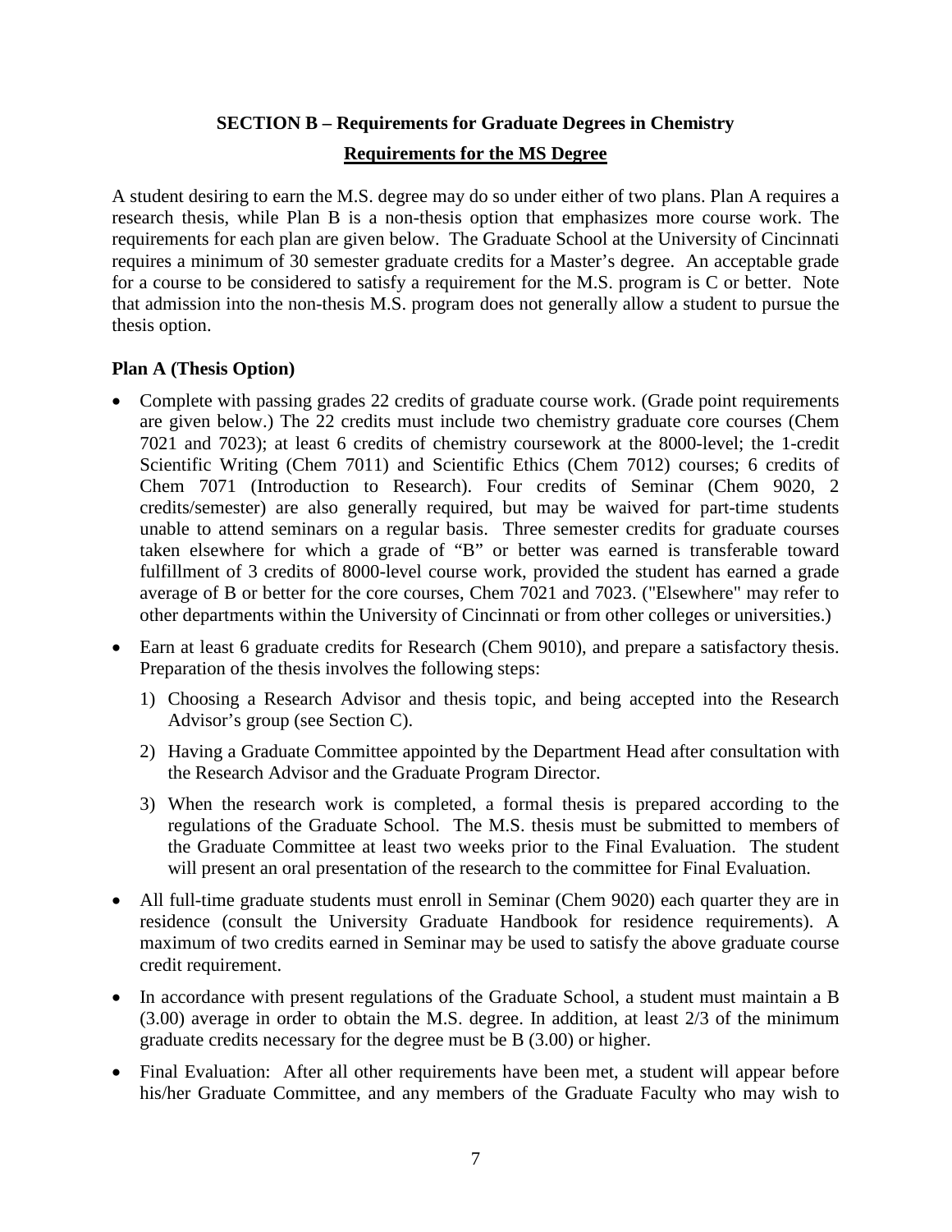## SECTION B – Requirements for Graduate Degrees in Chemistry

### Requirements for the MS Degree

A student desiring to earn the M.S. degree may do so under either of two plans. Plan A requires a research thesis, while Plan B is a non-thesis option that emphasizes more course work. The requirements for each plan are given below. The Graduate School at the University of Cincinnati requires a minimum of 30 semester graduate credits for a Master's degree. An acceptable grade for a course to be considered to satisfy a requirement for the M.S. program is C or better. Note that admission into the non-thesis M.S. program does not generally allow a student to pursue the thesis option.

**Plan A (Thesis Option)**

- Complete with passing grades 22 credits of graduate course work. (Grade point requirements are given below.) The 22 credits must include two chemistry graduate core courses (Chem 7021 and 7023); at least 6 credits of chemistry coursework at the 8000-level; the 1-credit Scientific Writing (Chem 7011) and Scientific Ethics (Chem 7012) courses; 6 credits of Chem 7071 (Introduction to Research). Four credits of Seminar (Chem 9020, 2 credits/semester) are also generally required, but may be waived for part-time students unable to attend seminars on a regular basis. Three semester credits for graduate courses taken elsewhere for which a grade of "B" or better was earned is transferable toward fulfillment of 3 credits of 8000-level course work, provided the student has earned a grade average of B or better for the core courses, Chem 7021 and 7023. ("Elsewhere" may refer to other departments within the University of Cincinnati or from other colleges or universities.)
- Earn at least 6 graduate credits for Research (Chem 9010), and prepare a satisfactory thesis. Preparation of the thesis involves the following steps:
  1) Choosing a Research Advisor and thesis topic, and being accepted into the Research Advisor's group (see Section C).
  2) Having a Graduate Committee appointed by the Department Head after consultation with the Research Advisor and the Graduate Program Director.
  3) When the research work is completed, a formal thesis is prepared according to the regulations of the Graduate School. The M.S. thesis must be submitted to members of the Graduate Committee at least two weeks prior to the Final Evaluation. The student will present an oral presentation of the research to the committee for Final Evaluation.
- All full-time graduate students must enroll in Seminar (Chem 9020) each quarter they are in residence (consult the University Graduate Handbook for residence requirements). A maximum of two credits earned in Seminar may be used to satisfy the above graduate course credit requirement.
- In accordance with present regulations of the Graduate School, a student must maintain a B (3.00) average in order to obtain the M.S. degree. In addition, at least 2/3 of the minimum graduate credits necessary for the degree must be B (3.00) or higher.
- Final Evaluation: After all other requirements have been met, a student will appear before his/her Graduate Committee, and any members of the Graduate Faculty who may wish to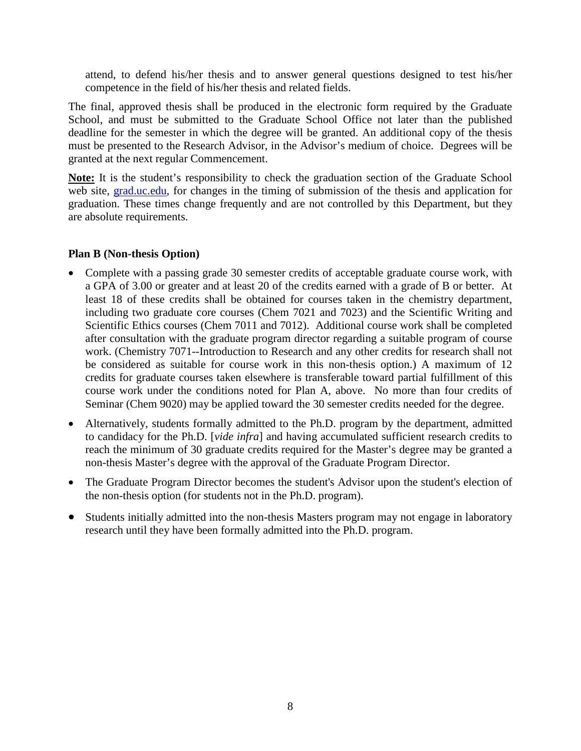attend, to defend his/her thesis and to answer general questions designed to test his/her competence in the field of his/her thesis and related fields.

The final, approved thesis shall be produced in the electronic form required by the Graduate School, and must be submitted to the Graduate School Office not later than the published deadline for the semester in which the degree will be granted. An additional copy of the thesis must be presented to the Research Advisor, in the Advisor's medium of choice. Degrees will be granted at the next regular Commencement.

**Note:** It is the student's responsibility to check the graduation section of the Graduate School web site, grad.uc.edu, for changes in the timing of submission of the thesis and application for graduation. These times change frequently and are not controlled by this Department, but they are absolute requirements.

**Plan B (Non-thesis Option)**

- Complete with a passing grade 30 semester credits of acceptable graduate course work, with a GPA of 3.00 or greater and at least 20 of the credits earned with a grade of B or better. At least 18 of these credits shall be obtained for courses taken in the chemistry department, including two graduate core courses (Chem 7021 and 7023) and the Scientific Writing and Scientific Ethics courses (Chem 7011 and 7012). Additional course work shall be completed after consultation with the graduate program director regarding a suitable program of course work. (Chemistry 7071--Introduction to Research and any other credits for research shall not be considered as suitable for course work in this non-thesis option.) A maximum of 12 credits for graduate courses taken elsewhere is transferable toward partial fulfillment of this course work under the conditions noted for Plan A, above. No more than four credits of Seminar (Chem 9020) may be applied toward the 30 semester credits needed for the degree.
- Alternatively, students formally admitted to the Ph.D. program by the department, admitted to candidacy for the Ph.D. [*vide infra*] and having accumulated sufficient research credits to reach the minimum of 30 graduate credits required for the Master's degree may be granted a non-thesis Master's degree with the approval of the Graduate Program Director.
- The Graduate Program Director becomes the student's Advisor upon the student's election of the non-thesis option (for students not in the Ph.D. program).
- Students initially admitted into the non-thesis Masters program may not engage in laboratory research until they have been formally admitted into the Ph.D. program.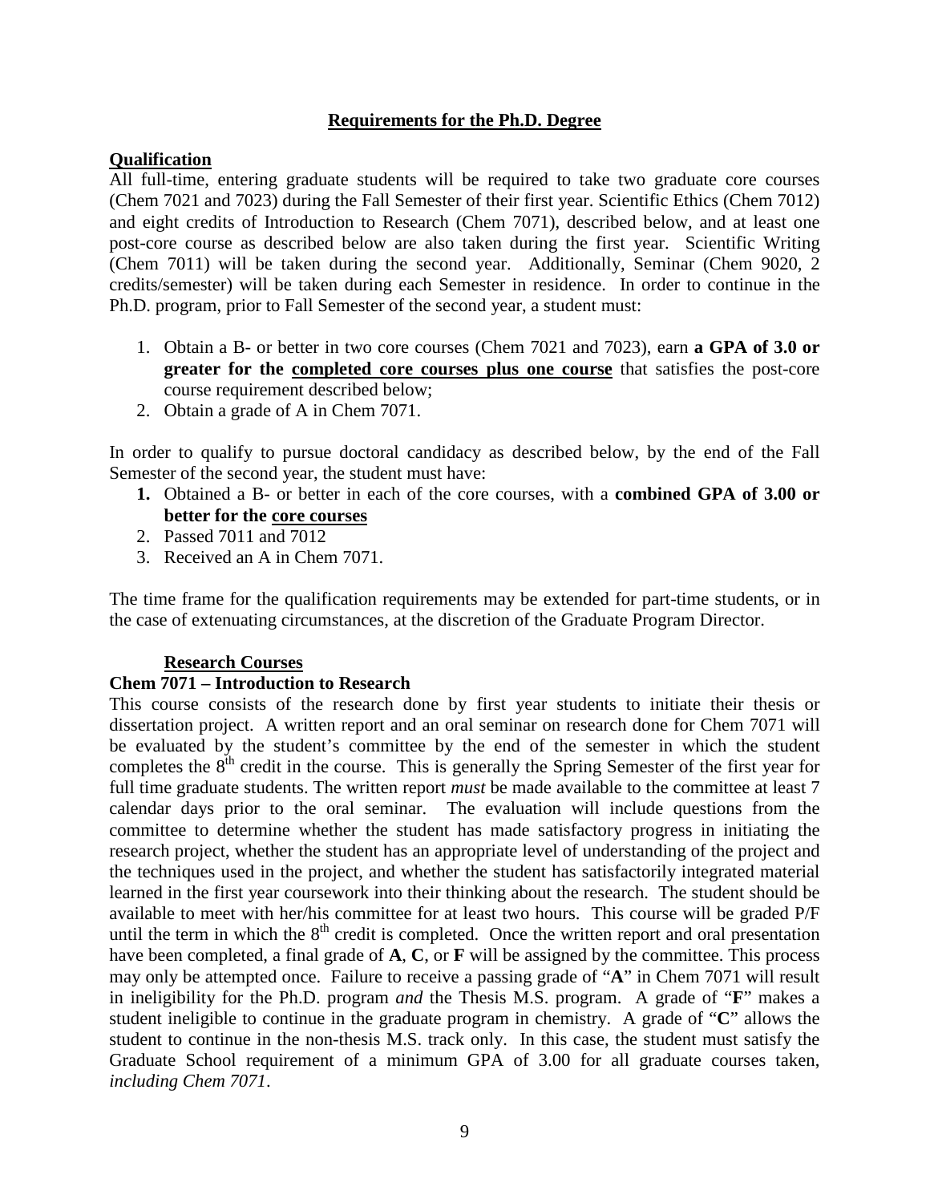## **Requirements for the Ph.D. Degree**

### **Qualification**

All full-time, entering graduate students will be required to take two graduate core courses (Chem 7021 and 7023) during the Fall Semester of their first year. Scientific Ethics (Chem 7012) and eight credits of Introduction to Research (Chem 7071), described below, and at least one post-core course as described below are also taken during the first year. Scientific Writing (Chem 7011) will be taken during the second year. Additionally, Seminar (Chem 9020, 2 credits/semester) will be taken during each Semester in residence. In order to continue in the Ph.D. program, prior to Fall Semester of the second year, a student must:

1. Obtain a B- or better in two core courses (Chem 7021 and 7023), earn **a GPA of 3.0 or greater for the <u>completed core courses plus one course</u>** that satisfies the post-core course requirement described below;
2. Obtain a grade of A in Chem 7071.

In order to qualify to pursue doctoral candidacy as described below, by the end of the Fall Semester of the second year, the student must have:

1. Obtained a B- or better in each of the core courses, with a **combined GPA of 3.00 or better for the <u>core courses</u>**
2. Passed 7011 and 7012
3. Received an A in Chem 7071.

The time frame for the qualification requirements may be extended for part-time students, or in the case of extenuating circumstances, at the discretion of the Graduate Program Director.

### **Research Courses**

**Chem 7071 – Introduction to Research**

This course consists of the research done by first year students to initiate their thesis or dissertation project. A written report and an oral seminar on research done for Chem 7071 will be evaluated by the student's committee by the end of the semester in which the student completes the 8th credit in the course. This is generally the Spring Semester of the first year for full time graduate students. The written report *must* be made available to the committee at least 7 calendar days prior to the oral seminar. The evaluation will include questions from the committee to determine whether the student has made satisfactory progress in initiating the research project, whether the student has an appropriate level of understanding of the project and the techniques used in the project, and whether the student has satisfactorily integrated material learned in the first year coursework into their thinking about the research. The student should be available to meet with her/his committee for at least two hours. This course will be graded P/F until the term in which the 8th credit is completed. Once the written report and oral presentation have been completed, a final grade of **A**, **C**, or **F** will be assigned by the committee. This process may only be attempted once. Failure to receive a passing grade of "**A**" in Chem 7071 will result in ineligibility for the Ph.D. program *and* the Thesis M.S. program. A grade of "**F**" makes a student ineligible to continue in the graduate program in chemistry. A grade of "**C**" allows the student to continue in the non-thesis M.S. track only. In this case, the student must satisfy the Graduate School requirement of a minimum GPA of 3.00 for all graduate courses taken, *including Chem 7071*.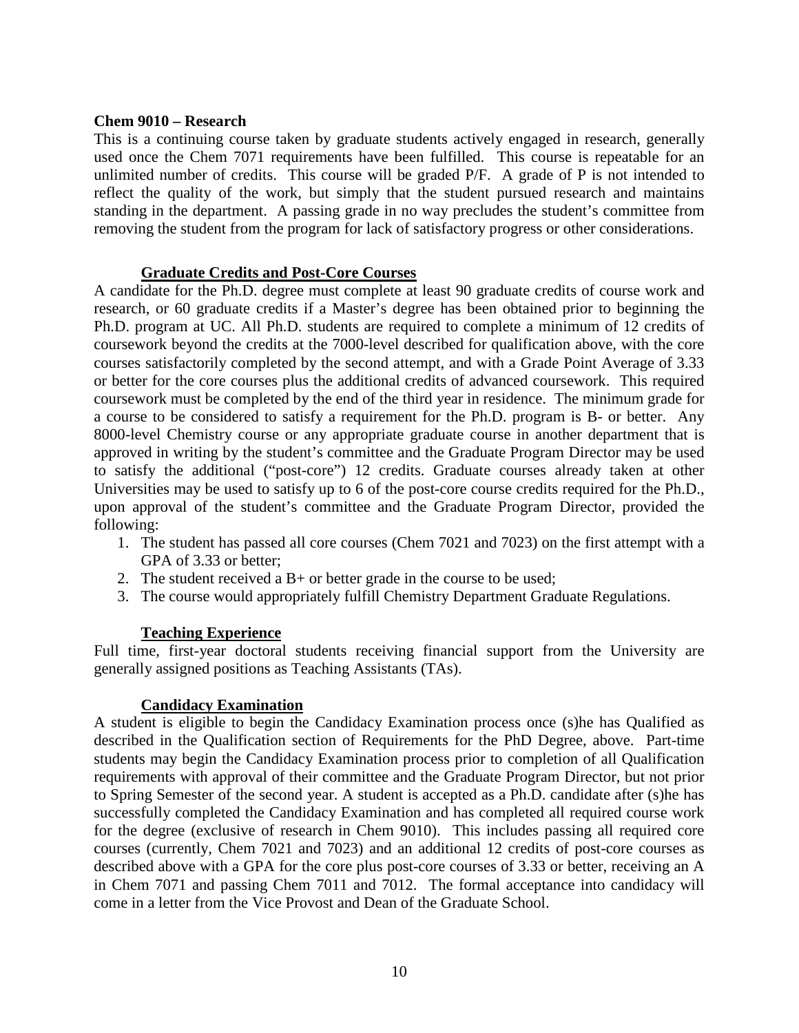**Chem 9010 – Research**

This is a continuing course taken by graduate students actively engaged in research, generally used once the Chem 7071 requirements have been fulfilled. This course is repeatable for an unlimited number of credits. This course will be graded P/F. A grade of P is not intended to reflect the quality of the work, but simply that the student pursued research and maintains standing in the department. A passing grade in no way precludes the student's committee from removing the student from the program for lack of satisfactory progress or other considerations.

### Graduate Credits and Post-Core Courses

A candidate for the Ph.D. degree must complete at least 90 graduate credits of course work and research, or 60 graduate credits if a Master's degree has been obtained prior to beginning the Ph.D. program at UC. All Ph.D. students are required to complete a minimum of 12 credits of coursework beyond the credits at the 7000-level described for qualification above, with the core courses satisfactorily completed by the second attempt, and with a Grade Point Average of 3.33 or better for the core courses plus the additional credits of advanced coursework. This required coursework must be completed by the end of the third year in residence. The minimum grade for a course to be considered to satisfy a requirement for the Ph.D. program is B- or better. Any 8000-level Chemistry course or any appropriate graduate course in another department that is approved in writing by the student's committee and the Graduate Program Director may be used to satisfy the additional ("post-core") 12 credits. Graduate courses already taken at other Universities may be used to satisfy up to 6 of the post-core course credits required for the Ph.D., upon approval of the student's committee and the Graduate Program Director, provided the following:

1. The student has passed all core courses (Chem 7021 and 7023) on the first attempt with a GPA of 3.33 or better;
2. The student received a B+ or better grade in the course to be used;
3. The course would appropriately fulfill Chemistry Department Graduate Regulations.

### Teaching Experience

Full time, first-year doctoral students receiving financial support from the University are generally assigned positions as Teaching Assistants (TAs).

### Candidacy Examination

A student is eligible to begin the Candidacy Examination process once (s)he has Qualified as described in the Qualification section of Requirements for the PhD Degree, above. Part-time students may begin the Candidacy Examination process prior to completion of all Qualification requirements with approval of their committee and the Graduate Program Director, but not prior to Spring Semester of the second year. A student is accepted as a Ph.D. candidate after (s)he has successfully completed the Candidacy Examination and has completed all required course work for the degree (exclusive of research in Chem 9010). This includes passing all required core courses (currently, Chem 7021 and 7023) and an additional 12 credits of post-core courses as described above with a GPA for the core plus post-core courses of 3.33 or better, receiving an A in Chem 7071 and passing Chem 7011 and 7012. The formal acceptance into candidacy will come in a letter from the Vice Provost and Dean of the Graduate School.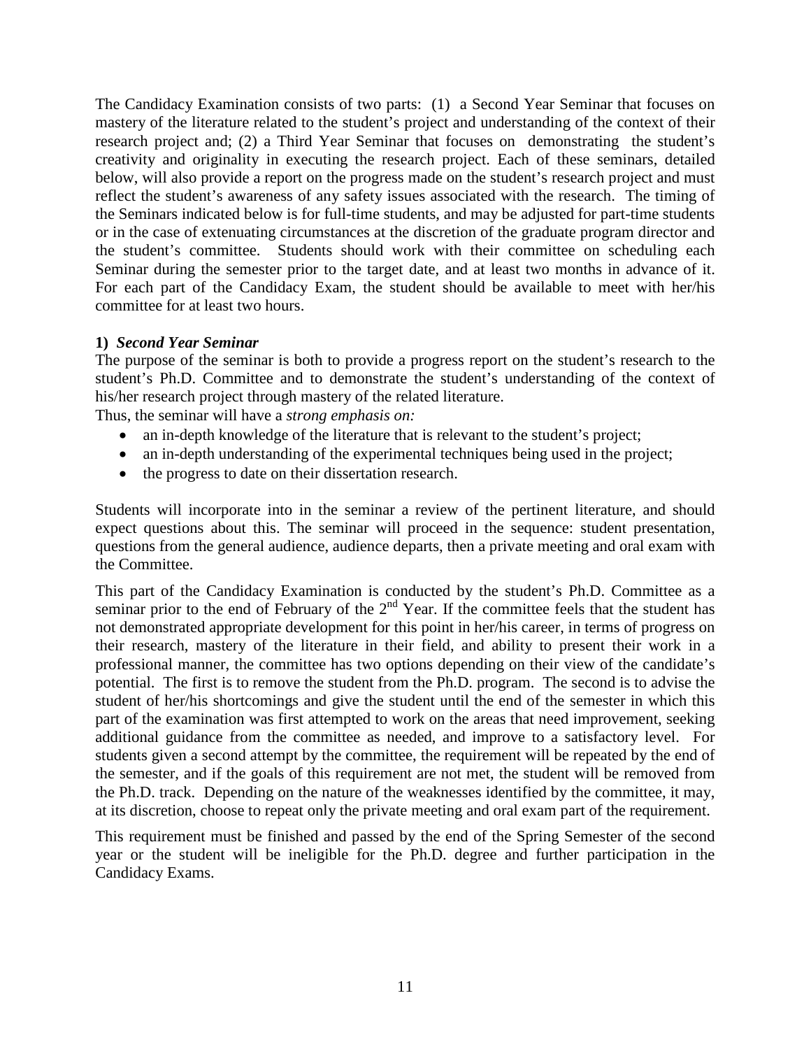The Candidacy Examination consists of two parts: (1) a Second Year Seminar that focuses on mastery of the literature related to the student's project and understanding of the context of their research project and; (2) a Third Year Seminar that focuses on demonstrating the student's creativity and originality in executing the research project. Each of these seminars, detailed below, will also provide a report on the progress made on the student's research project and must reflect the student's awareness of any safety issues associated with the research. The timing of the Seminars indicated below is for full-time students, and may be adjusted for part-time students or in the case of extenuating circumstances at the discretion of the graduate program director and the student's committee. Students should work with their committee on scheduling each Seminar during the semester prior to the target date, and at least two months in advance of it. For each part of the Candidacy Exam, the student should be available to meet with her/his committee for at least two hours.

**1) *Second Year Seminar***

The purpose of the seminar is both to provide a progress report on the student's research to the student's Ph.D. Committee and to demonstrate the student's understanding of the context of his/her research project through mastery of the related literature.

Thus, the seminar will have a *strong emphasis on:*

- an in-depth knowledge of the literature that is relevant to the student's project;
- an in-depth understanding of the experimental techniques being used in the project;
- the progress to date on their dissertation research.

Students will incorporate into in the seminar a review of the pertinent literature, and should expect questions about this. The seminar will proceed in the sequence: student presentation, questions from the general audience, audience departs, then a private meeting and oral exam with the Committee.

This part of the Candidacy Examination is conducted by the student's Ph.D. Committee as a seminar prior to the end of February of the 2nd Year. If the committee feels that the student has not demonstrated appropriate development for this point in her/his career, in terms of progress on their research, mastery of the literature in their field, and ability to present their work in a professional manner, the committee has two options depending on their view of the candidate's potential. The first is to remove the student from the Ph.D. program. The second is to advise the student of her/his shortcomings and give the student until the end of the semester in which this part of the examination was first attempted to work on the areas that need improvement, seeking additional guidance from the committee as needed, and improve to a satisfactory level. For students given a second attempt by the committee, the requirement will be repeated by the end of the semester, and if the goals of this requirement are not met, the student will be removed from the Ph.D. track. Depending on the nature of the weaknesses identified by the committee, it may, at its discretion, choose to repeat only the private meeting and oral exam part of the requirement.

This requirement must be finished and passed by the end of the Spring Semester of the second year or the student will be ineligible for the Ph.D. degree and further participation in the Candidacy Exams.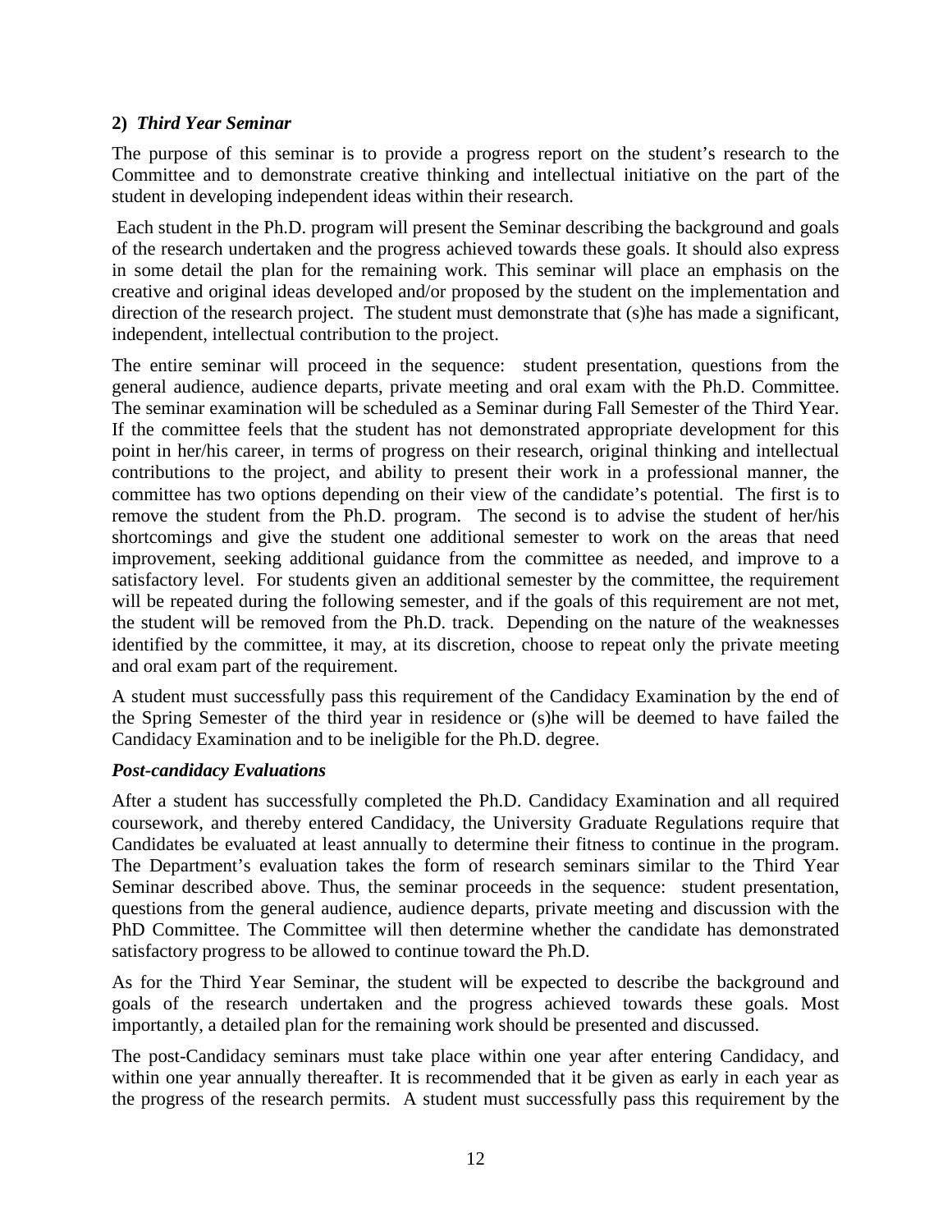### 2) *Third Year Seminar*

The purpose of this seminar is to provide a progress report on the student's research to the Committee and to demonstrate creative thinking and intellectual initiative on the part of the student in developing independent ideas within their research.

Each student in the Ph.D. program will present the Seminar describing the background and goals of the research undertaken and the progress achieved towards these goals. It should also express in some detail the plan for the remaining work. This seminar will place an emphasis on the creative and original ideas developed and/or proposed by the student on the implementation and direction of the research project. The student must demonstrate that (s)he has made a significant, independent, intellectual contribution to the project.

The entire seminar will proceed in the sequence: student presentation, questions from the general audience, audience departs, private meeting and oral exam with the Ph.D. Committee. The seminar examination will be scheduled as a Seminar during Fall Semester of the Third Year. If the committee feels that the student has not demonstrated appropriate development for this point in her/his career, in terms of progress on their research, original thinking and intellectual contributions to the project, and ability to present their work in a professional manner, the committee has two options depending on their view of the candidate's potential. The first is to remove the student from the Ph.D. program. The second is to advise the student of her/his shortcomings and give the student one additional semester to work on the areas that need improvement, seeking additional guidance from the committee as needed, and improve to a satisfactory level. For students given an additional semester by the committee, the requirement will be repeated during the following semester, and if the goals of this requirement are not met, the student will be removed from the Ph.D. track. Depending on the nature of the weaknesses identified by the committee, it may, at its discretion, choose to repeat only the private meeting and oral exam part of the requirement.

A student must successfully pass this requirement of the Candidacy Examination by the end of the Spring Semester of the third year in residence or (s)he will be deemed to have failed the Candidacy Examination and to be ineligible for the Ph.D. degree.

### *Post-candidacy Evaluations*

After a student has successfully completed the Ph.D. Candidacy Examination and all required coursework, and thereby entered Candidacy, the University Graduate Regulations require that Candidates be evaluated at least annually to determine their fitness to continue in the program. The Department's evaluation takes the form of research seminars similar to the Third Year Seminar described above. Thus, the seminar proceeds in the sequence: student presentation, questions from the general audience, audience departs, private meeting and discussion with the PhD Committee. The Committee will then determine whether the candidate has demonstrated satisfactory progress to be allowed to continue toward the Ph.D.

As for the Third Year Seminar, the student will be expected to describe the background and goals of the research undertaken and the progress achieved towards these goals. Most importantly, a detailed plan for the remaining work should be presented and discussed.

The post-Candidacy seminars must take place within one year after entering Candidacy, and within one year annually thereafter. It is recommended that it be given as early in each year as the progress of the research permits. A student must successfully pass this requirement by the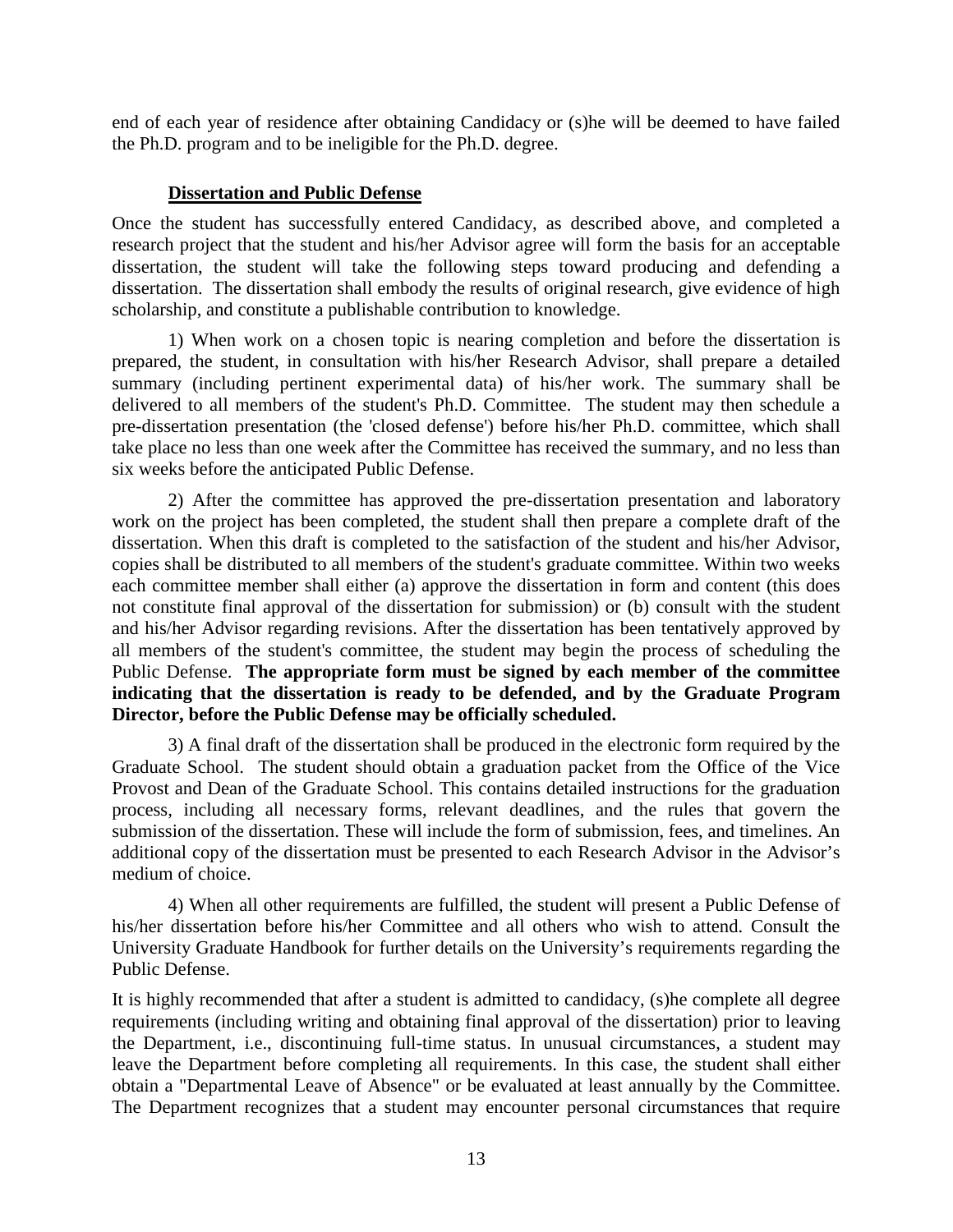end of each year of residence after obtaining Candidacy or (s)he will be deemed to have failed the Ph.D. program and to be ineligible for the Ph.D. degree.

## Dissertation and Public Defense

Once the student has successfully entered Candidacy, as described above, and completed a research project that the student and his/her Advisor agree will form the basis for an acceptable dissertation, the student will take the following steps toward producing and defending a dissertation. The dissertation shall embody the results of original research, give evidence of high scholarship, and constitute a publishable contribution to knowledge.

1) When work on a chosen topic is nearing completion and before the dissertation is prepared, the student, in consultation with his/her Research Advisor, shall prepare a detailed summary (including pertinent experimental data) of his/her work. The summary shall be delivered to all members of the student's Ph.D. Committee. The student may then schedule a pre-dissertation presentation (the 'closed defense') before his/her Ph.D. committee, which shall take place no less than one week after the Committee has received the summary, and no less than six weeks before the anticipated Public Defense.

2) After the committee has approved the pre-dissertation presentation and laboratory work on the project has been completed, the student shall then prepare a complete draft of the dissertation. When this draft is completed to the satisfaction of the student and his/her Advisor, copies shall be distributed to all members of the student's graduate committee. Within two weeks each committee member shall either (a) approve the dissertation in form and content (this does not constitute final approval of the dissertation for submission) or (b) consult with the student and his/her Advisor regarding revisions. After the dissertation has been tentatively approved by all members of the student's committee, the student may begin the process of scheduling the Public Defense. **The appropriate form must be signed by each member of the committee indicating that the dissertation is ready to be defended, and by the Graduate Program Director, before the Public Defense may be officially scheduled.**

3) A final draft of the dissertation shall be produced in the electronic form required by the Graduate School. The student should obtain a graduation packet from the Office of the Vice Provost and Dean of the Graduate School. This contains detailed instructions for the graduation process, including all necessary forms, relevant deadlines, and the rules that govern the submission of the dissertation. These will include the form of submission, fees, and timelines. An additional copy of the dissertation must be presented to each Research Advisor in the Advisor's medium of choice.

4) When all other requirements are fulfilled, the student will present a Public Defense of his/her dissertation before his/her Committee and all others who wish to attend. Consult the University Graduate Handbook for further details on the University's requirements regarding the Public Defense.

It is highly recommended that after a student is admitted to candidacy, (s)he complete all degree requirements (including writing and obtaining final approval of the dissertation) prior to leaving the Department, i.e., discontinuing full-time status. In unusual circumstances, a student may leave the Department before completing all requirements. In this case, the student shall either obtain a "Departmental Leave of Absence" or be evaluated at least annually by the Committee. The Department recognizes that a student may encounter personal circumstances that require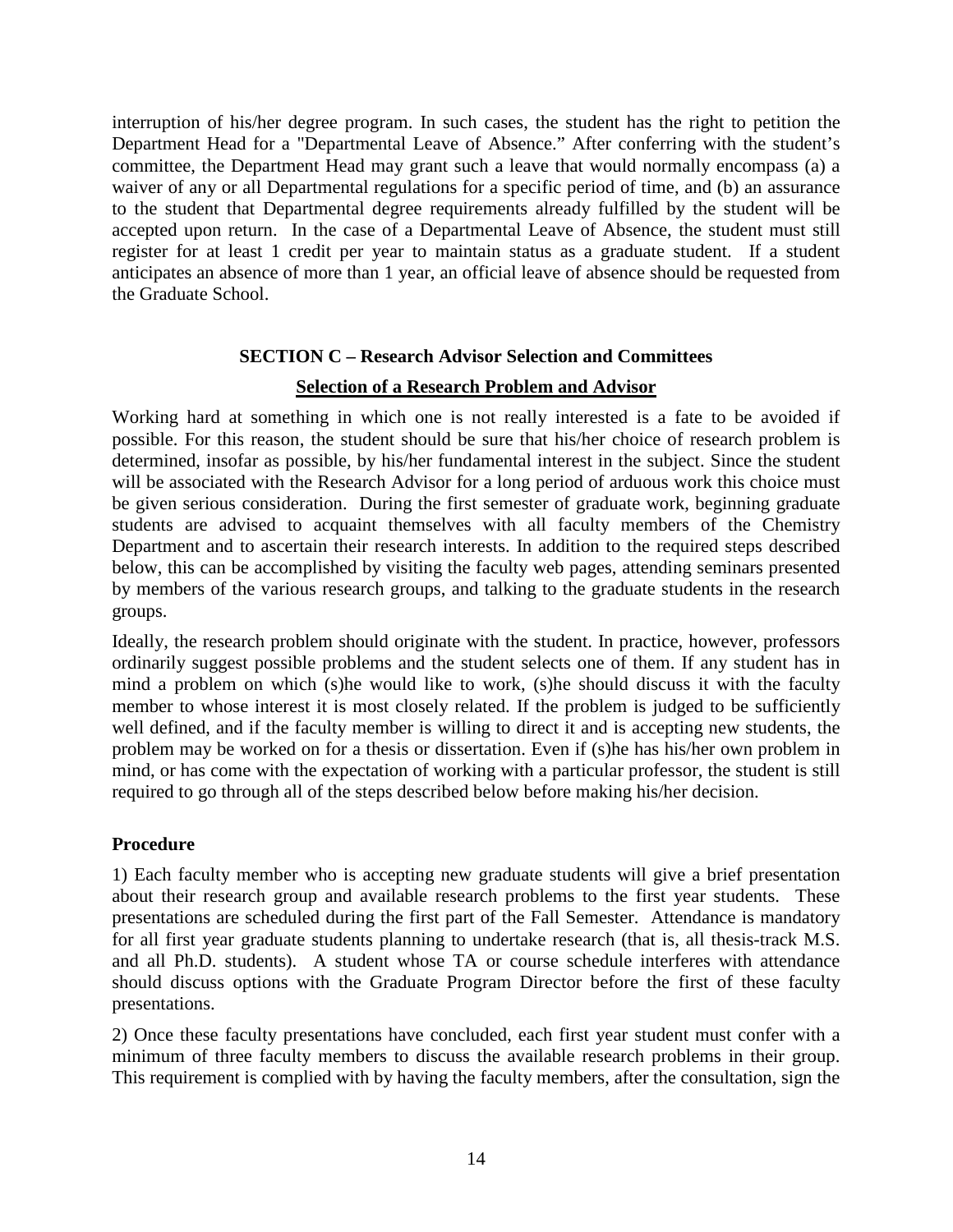interruption of his/her degree program. In such cases, the student has the right to petition the Department Head for a "Departmental Leave of Absence." After conferring with the student's committee, the Department Head may grant such a leave that would normally encompass (a) a waiver of any or all Departmental regulations for a specific period of time, and (b) an assurance to the student that Departmental degree requirements already fulfilled by the student will be accepted upon return. In the case of a Departmental Leave of Absence, the student must still register for at least 1 credit per year to maintain status as a graduate student. If a student anticipates an absence of more than 1 year, an official leave of absence should be requested from the Graduate School.

## SECTION C – Research Advisor Selection and Committees

### Selection of a Research Problem and Advisor

Working hard at something in which one is not really interested is a fate to be avoided if possible. For this reason, the student should be sure that his/her choice of research problem is determined, insofar as possible, by his/her fundamental interest in the subject. Since the student will be associated with the Research Advisor for a long period of arduous work this choice must be given serious consideration. During the first semester of graduate work, beginning graduate students are advised to acquaint themselves with all faculty members of the Chemistry Department and to ascertain their research interests. In addition to the required steps described below, this can be accomplished by visiting the faculty web pages, attending seminars presented by members of the various research groups, and talking to the graduate students in the research groups.

Ideally, the research problem should originate with the student. In practice, however, professors ordinarily suggest possible problems and the student selects one of them. If any student has in mind a problem on which (s)he would like to work, (s)he should discuss it with the faculty member to whose interest it is most closely related. If the problem is judged to be sufficiently well defined, and if the faculty member is willing to direct it and is accepting new students, the problem may be worked on for a thesis or dissertation. Even if (s)he has his/her own problem in mind, or has come with the expectation of working with a particular professor, the student is still required to go through all of the steps described below before making his/her decision.

**Procedure**

1) Each faculty member who is accepting new graduate students will give a brief presentation about their research group and available research problems to the first year students. These presentations are scheduled during the first part of the Fall Semester. Attendance is mandatory for all first year graduate students planning to undertake research (that is, all thesis-track M.S. and all Ph.D. students). A student whose TA or course schedule interferes with attendance should discuss options with the Graduate Program Director before the first of these faculty presentations.

2) Once these faculty presentations have concluded, each first year student must confer with a minimum of three faculty members to discuss the available research problems in their group. This requirement is complied with by having the faculty members, after the consultation, sign the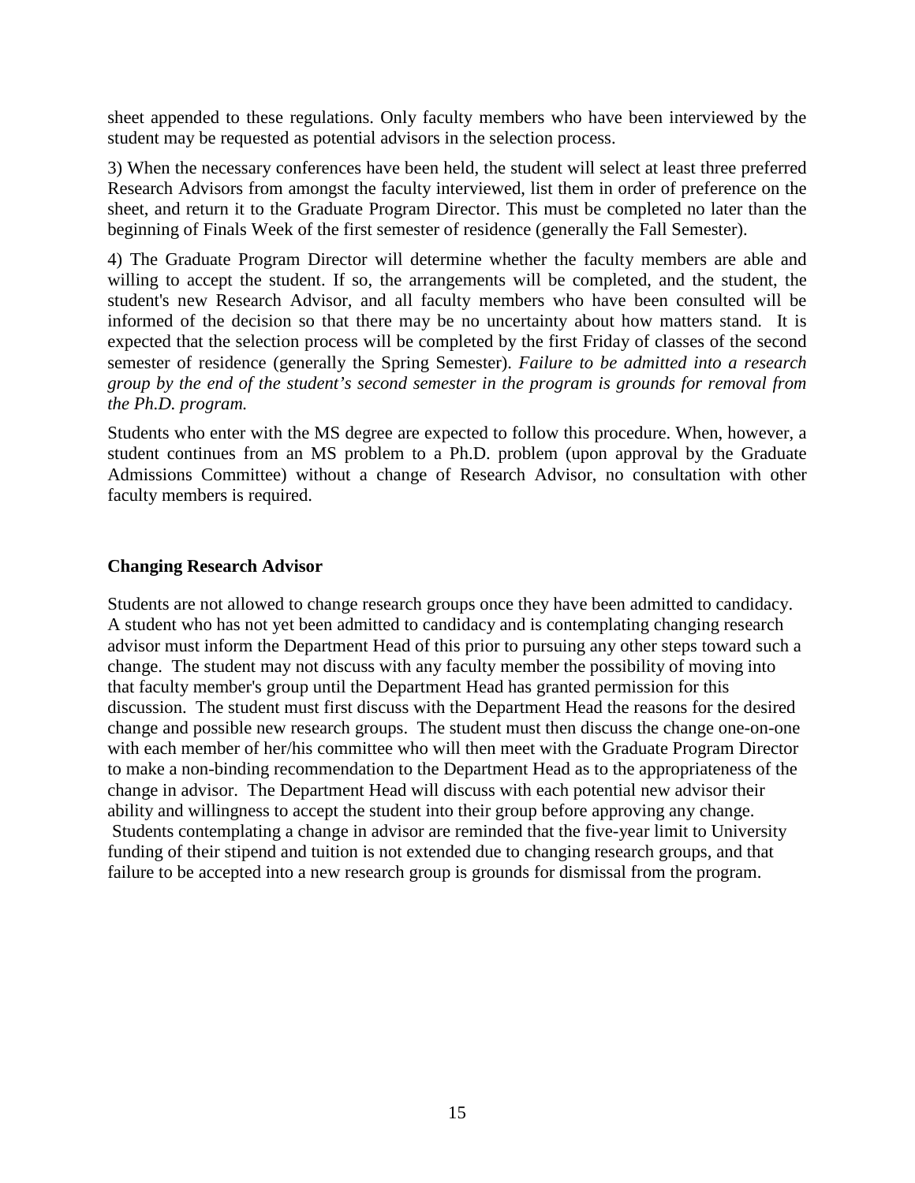sheet appended to these regulations. Only faculty members who have been interviewed by the student may be requested as potential advisors in the selection process.

3) When the necessary conferences have been held, the student will select at least three preferred Research Advisors from amongst the faculty interviewed, list them in order of preference on the sheet, and return it to the Graduate Program Director. This must be completed no later than the beginning of Finals Week of the first semester of residence (generally the Fall Semester).

4) The Graduate Program Director will determine whether the faculty members are able and willing to accept the student. If so, the arrangements will be completed, and the student, the student's new Research Advisor, and all faculty members who have been consulted will be informed of the decision so that there may be no uncertainty about how matters stand. It is expected that the selection process will be completed by the first Friday of classes of the second semester of residence (generally the Spring Semester). *Failure to be admitted into a research group by the end of the student's second semester in the program is grounds for removal from the Ph.D. program.*

Students who enter with the MS degree are expected to follow this procedure. When, however, a student continues from an MS problem to a Ph.D. problem (upon approval by the Graduate Admissions Committee) without a change of Research Advisor, no consultation with other faculty members is required.

### Changing Research Advisor

Students are not allowed to change research groups once they have been admitted to candidacy. A student who has not yet been admitted to candidacy and is contemplating changing research advisor must inform the Department Head of this prior to pursuing any other steps toward such a change. The student may not discuss with any faculty member the possibility of moving into that faculty member's group until the Department Head has granted permission for this discussion. The student must first discuss with the Department Head the reasons for the desired change and possible new research groups. The student must then discuss the change one-on-one with each member of her/his committee who will then meet with the Graduate Program Director to make a non-binding recommendation to the Department Head as to the appropriateness of the change in advisor. The Department Head will discuss with each potential new advisor their ability and willingness to accept the student into their group before approving any change. Students contemplating a change in advisor are reminded that the five-year limit to University funding of their stipend and tuition is not extended due to changing research groups, and that failure to be accepted into a new research group is grounds for dismissal from the program.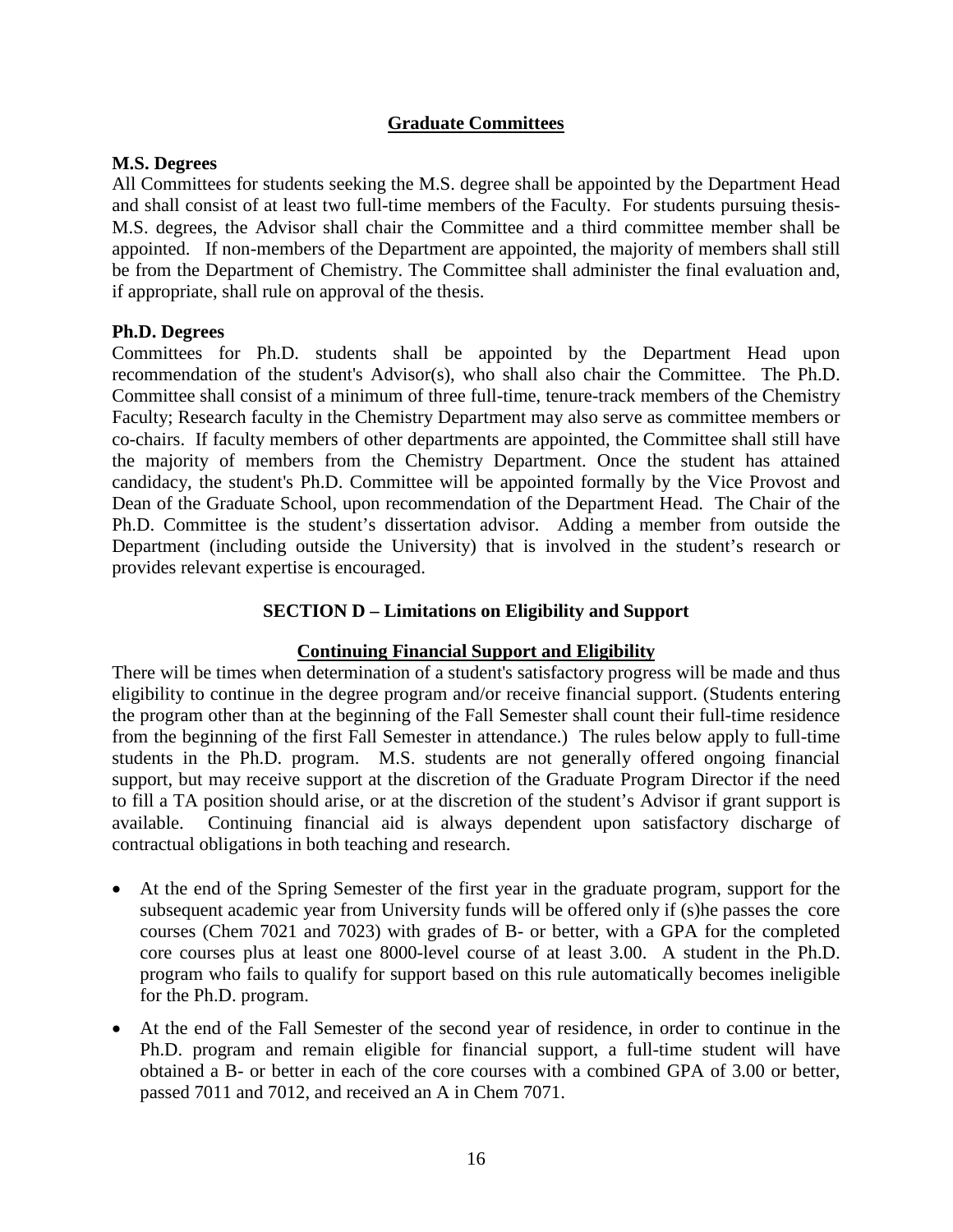## Graduate Committees

**M.S. Degrees**
All Committees for students seeking the M.S. degree shall be appointed by the Department Head and shall consist of at least two full-time members of the Faculty. For students pursuing thesis-M.S. degrees, the Advisor shall chair the Committee and a third committee member shall be appointed. If non-members of the Department are appointed, the majority of members shall still be from the Department of Chemistry. The Committee shall administer the final evaluation and, if appropriate, shall rule on approval of the thesis.

**Ph.D. Degrees**
Committees for Ph.D. students shall be appointed by the Department Head upon recommendation of the student's Advisor(s), who shall also chair the Committee. The Ph.D. Committee shall consist of a minimum of three full-time, tenure-track members of the Chemistry Faculty; Research faculty in the Chemistry Department may also serve as committee members or co-chairs. If faculty members of other departments are appointed, the Committee shall still have the majority of members from the Chemistry Department. Once the student has attained candidacy, the student's Ph.D. Committee will be appointed formally by the Vice Provost and Dean of the Graduate School, upon recommendation of the Department Head. The Chair of the Ph.D. Committee is the student's dissertation advisor. Adding a member from outside the Department (including outside the University) that is involved in the student's research or provides relevant expertise is encouraged.

## SECTION D – Limitations on Eligibility and Support

### Continuing Financial Support and Eligibility

There will be times when determination of a student's satisfactory progress will be made and thus eligibility to continue in the degree program and/or receive financial support. (Students entering the program other than at the beginning of the Fall Semester shall count their full-time residence from the beginning of the first Fall Semester in attendance.) The rules below apply to full-time students in the Ph.D. program. M.S. students are not generally offered ongoing financial support, but may receive support at the discretion of the Graduate Program Director if the need to fill a TA position should arise, or at the discretion of the student's Advisor if grant support is available. Continuing financial aid is always dependent upon satisfactory discharge of contractual obligations in both teaching and research.

- At the end of the Spring Semester of the first year in the graduate program, support for the subsequent academic year from University funds will be offered only if (s)he passes the core courses (Chem 7021 and 7023) with grades of B- or better, with a GPA for the completed core courses plus at least one 8000-level course of at least 3.00. A student in the Ph.D. program who fails to qualify for support based on this rule automatically becomes ineligible for the Ph.D. program.
- At the end of the Fall Semester of the second year of residence, in order to continue in the Ph.D. program and remain eligible for financial support, a full-time student will have obtained a B- or better in each of the core courses with a combined GPA of 3.00 or better, passed 7011 and 7012, and received an A in Chem 7071.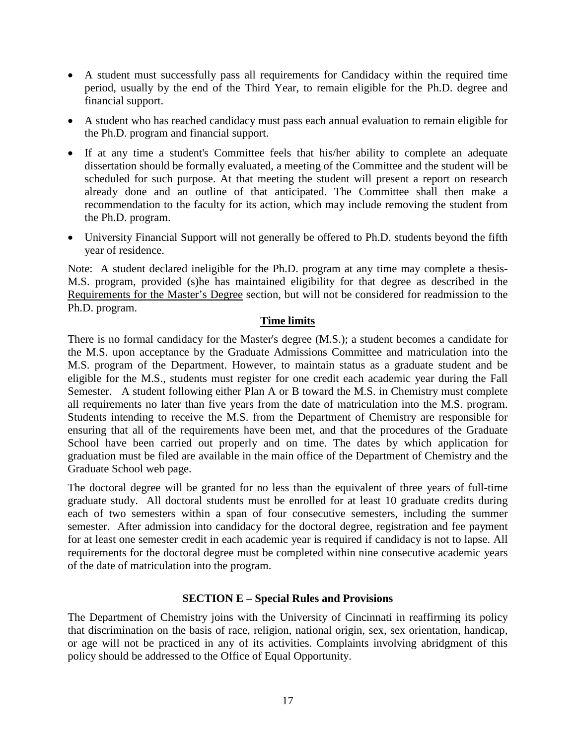- A student must successfully pass all requirements for Candidacy within the required time period, usually by the end of the Third Year, to remain eligible for the Ph.D. degree and financial support.
- A student who has reached candidacy must pass each annual evaluation to remain eligible for the Ph.D. program and financial support.
- If at any time a student's Committee feels that his/her ability to complete an adequate dissertation should be formally evaluated, a meeting of the Committee and the student will be scheduled for such purpose. At that meeting the student will present a report on research already done and an outline of that anticipated. The Committee shall then make a recommendation to the faculty for its action, which may include removing the student from the Ph.D. program.
- University Financial Support will not generally be offered to Ph.D. students beyond the fifth year of residence.

Note: A student declared ineligible for the Ph.D. program at any time may complete a thesis-M.S. program, provided (s)he has maintained eligibility for that degree as described in the Requirements for the Master's Degree section, but will not be considered for readmission to the Ph.D. program.

### Time limits

There is no formal candidacy for the Master's degree (M.S.); a student becomes a candidate for the M.S. upon acceptance by the Graduate Admissions Committee and matriculation into the M.S. program of the Department. However, to maintain status as a graduate student and be eligible for the M.S., students must register for one credit each academic year during the Fall Semester. A student following either Plan A or B toward the M.S. in Chemistry must complete all requirements no later than five years from the date of matriculation into the M.S. program. Students intending to receive the M.S. from the Department of Chemistry are responsible for ensuring that all of the requirements have been met, and that the procedures of the Graduate School have been carried out properly and on time. The dates by which application for graduation must be filed are available in the main office of the Department of Chemistry and the Graduate School web page.

The doctoral degree will be granted for no less than the equivalent of three years of full-time graduate study. All doctoral students must be enrolled for at least 10 graduate credits during each of two semesters within a span of four consecutive semesters, including the summer semester. After admission into candidacy for the doctoral degree, registration and fee payment for at least one semester credit in each academic year is required if candidacy is not to lapse. All requirements for the doctoral degree must be completed within nine consecutive academic years of the date of matriculation into the program.

## SECTION E – Special Rules and Provisions

The Department of Chemistry joins with the University of Cincinnati in reaffirming its policy that discrimination on the basis of race, religion, national origin, sex, sex orientation, handicap, or age will not be practiced in any of its activities. Complaints involving abridgment of this policy should be addressed to the Office of Equal Opportunity.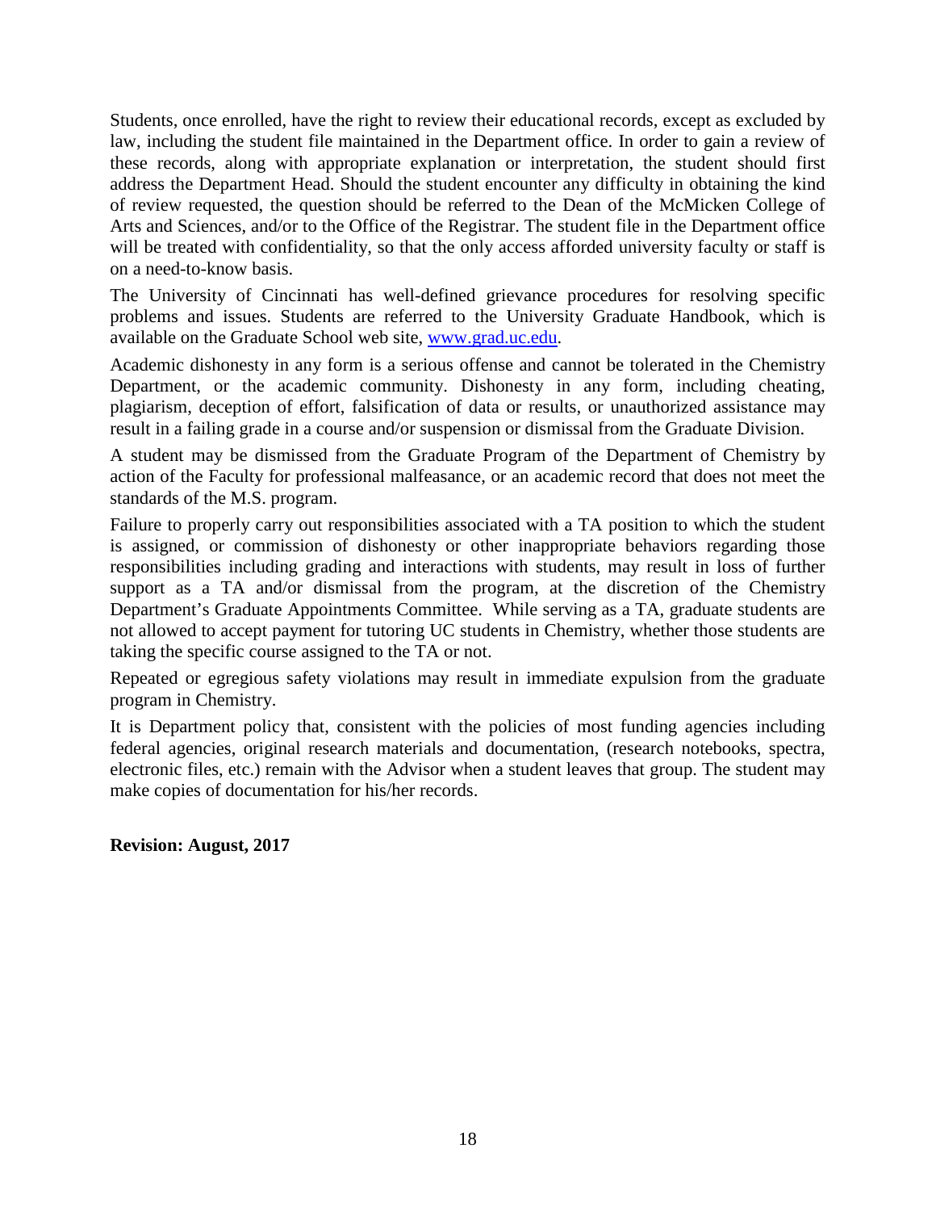Students, once enrolled, have the right to review their educational records, except as excluded by law, including the student file maintained in the Department office. In order to gain a review of these records, along with appropriate explanation or interpretation, the student should first address the Department Head. Should the student encounter any difficulty in obtaining the kind of review requested, the question should be referred to the Dean of the McMicken College of Arts and Sciences, and/or to the Office of the Registrar. The student file in the Department office will be treated with confidentiality, so that the only access afforded university faculty or staff is on a need-to-know basis.

The University of Cincinnati has well-defined grievance procedures for resolving specific problems and issues. Students are referred to the University Graduate Handbook, which is available on the Graduate School web site, [www.grad.uc.edu](http://www.grad.uc.edu).

Academic dishonesty in any form is a serious offense and cannot be tolerated in the Chemistry Department, or the academic community. Dishonesty in any form, including cheating, plagiarism, deception of effort, falsification of data or results, or unauthorized assistance may result in a failing grade in a course and/or suspension or dismissal from the Graduate Division.

A student may be dismissed from the Graduate Program of the Department of Chemistry by action of the Faculty for professional malfeasance, or an academic record that does not meet the standards of the M.S. program.

Failure to properly carry out responsibilities associated with a TA position to which the student is assigned, or commission of dishonesty or other inappropriate behaviors regarding those responsibilities including grading and interactions with students, may result in loss of further support as a TA and/or dismissal from the program, at the discretion of the Chemistry Department's Graduate Appointments Committee. While serving as a TA, graduate students are not allowed to accept payment for tutoring UC students in Chemistry, whether those students are taking the specific course assigned to the TA or not.

Repeated or egregious safety violations may result in immediate expulsion from the graduate program in Chemistry.

It is Department policy that, consistent with the policies of most funding agencies including federal agencies, original research materials and documentation, (research notebooks, spectra, electronic files, etc.) remain with the Advisor when a student leaves that group. The student may make copies of documentation for his/her records.

**Revision: August, 2017**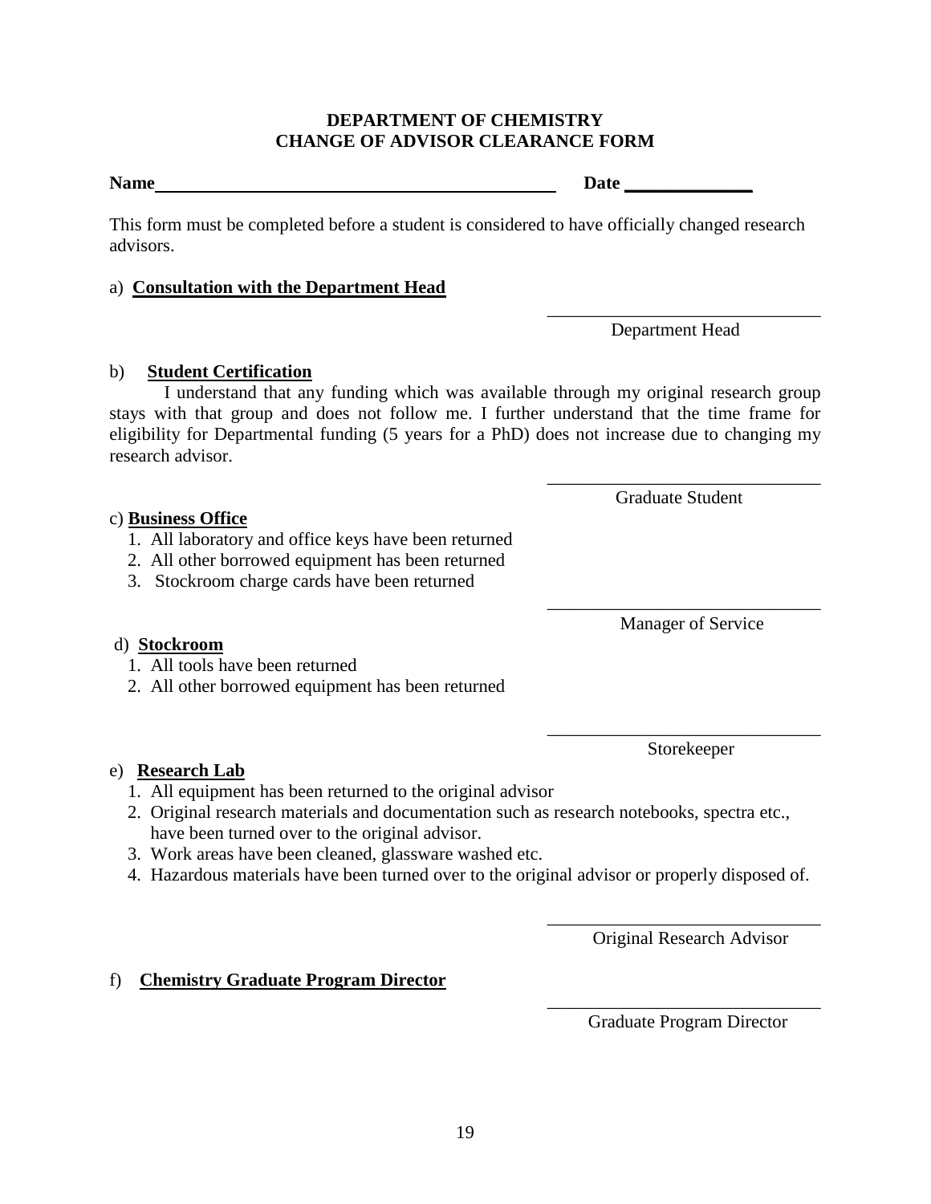**DEPARTMENT OF CHEMISTRY**
**CHANGE OF ADVISOR CLEARANCE FORM**

**Name**\_\_\_\_\_\_\_\_\_\_\_\_\_\_\_\_\_\_\_\_\_\_\_\_\_\_\_\_\_\_\_\_\_\_\_\_\_\_\_\_\_\_\_\_ **Date** \_\_\_\_\_\_\_\_\_\_\_\_\_\_

This form must be completed before a student is considered to have officially changed research advisors.

a) **Consultation with the Department Head**

\_\_\_\_\_\_\_\_\_\_\_\_\_\_\_\_\_\_\_\_\_\_\_\_\_\_\_\_\_\_
Department Head

b) **Student Certification**

I understand that any funding which was available through my original research group stays with that group and does not follow me. I further understand that the time frame for eligibility for Departmental funding (5 years for a PhD) does not increase due to changing my research advisor.

\_\_\_\_\_\_\_\_\_\_\_\_\_\_\_\_\_\_\_\_\_\_\_\_\_\_\_\_\_\_
Graduate Student

c) **Business Office**

1. All laboratory and office keys have been returned
2. All other borrowed equipment has been returned
3. Stockroom charge cards have been returned

\_\_\_\_\_\_\_\_\_\_\_\_\_\_\_\_\_\_\_\_\_\_\_\_\_\_\_\_\_\_
Manager of Service

d) **Stockroom**

1. All tools have been returned
2. All other borrowed equipment has been returned

\_\_\_\_\_\_\_\_\_\_\_\_\_\_\_\_\_\_\_\_\_\_\_\_\_\_\_\_\_\_
Storekeeper

e) **Research Lab**

1. All equipment has been returned to the original advisor
2. Original research materials and documentation such as research notebooks, spectra etc., have been turned over to the original advisor.
3. Work areas have been cleaned, glassware washed etc.
4. Hazardous materials have been turned over to the original advisor or properly disposed of.

\_\_\_\_\_\_\_\_\_\_\_\_\_\_\_\_\_\_\_\_\_\_\_\_\_\_\_\_\_\_
Original Research Advisor

f) **Chemistry Graduate Program Director**

\_\_\_\_\_\_\_\_\_\_\_\_\_\_\_\_\_\_\_\_\_\_\_\_\_\_\_\_\_\_
Graduate Program Director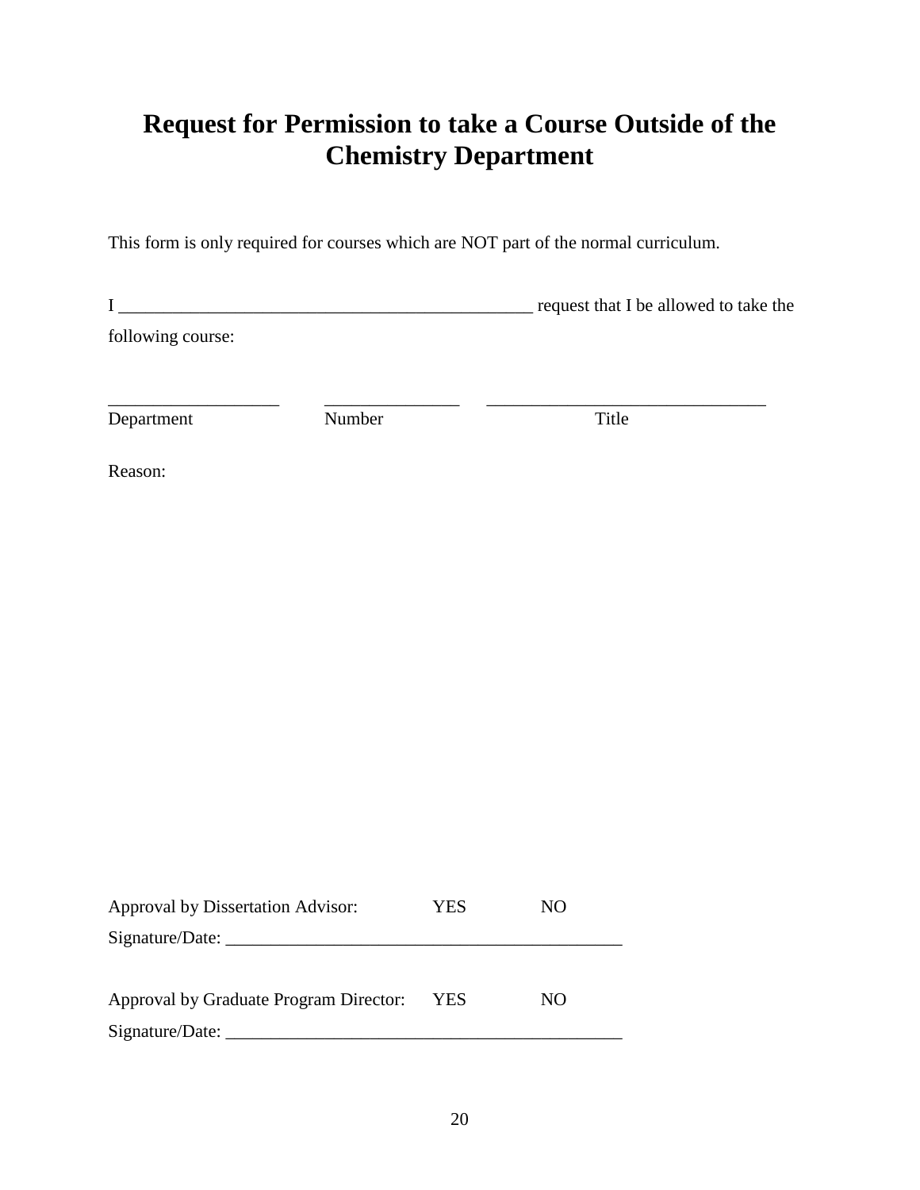# Request for Permission to take a Course Outside of the Chemistry Department

This form is only required for courses which are NOT part of the normal curriculum.

I _______________________________________________ request that I be allowed to take the following course:

___________________ _______________ _______________________________

Department Number Title

Reason:

Approval by Dissertation Advisor: YES NO

Signature/Date: ____________________________________________

Approval by Graduate Program Director: YES NO

Signature/Date: ____________________________________________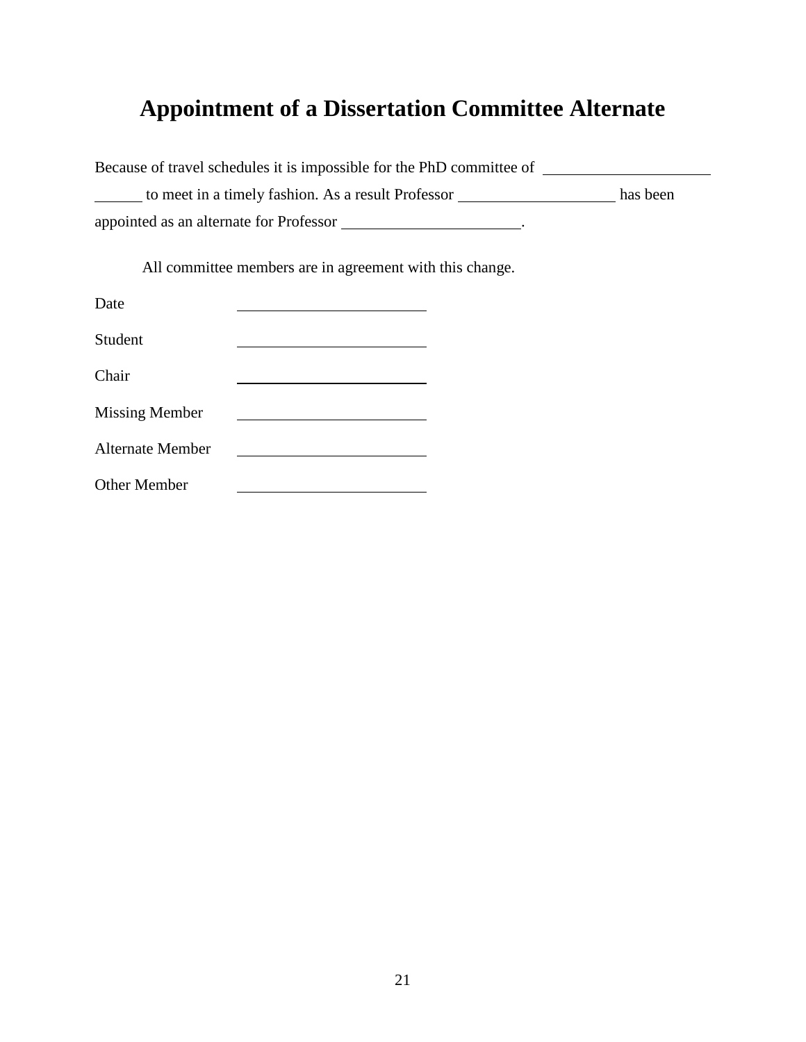# Appointment of a Dissertation Committee Alternate

Because of travel schedules it is impossible for the PhD committee of ______________________ ______ to meet in a timely fashion. As a result Professor ____________________ has been appointed as an alternate for Professor ________________________.

All committee members are in agreement with this change.

Date ________________________

Student ________________________

Chair ________________________

Missing Member ________________________

Alternate Member ________________________

Other Member ________________________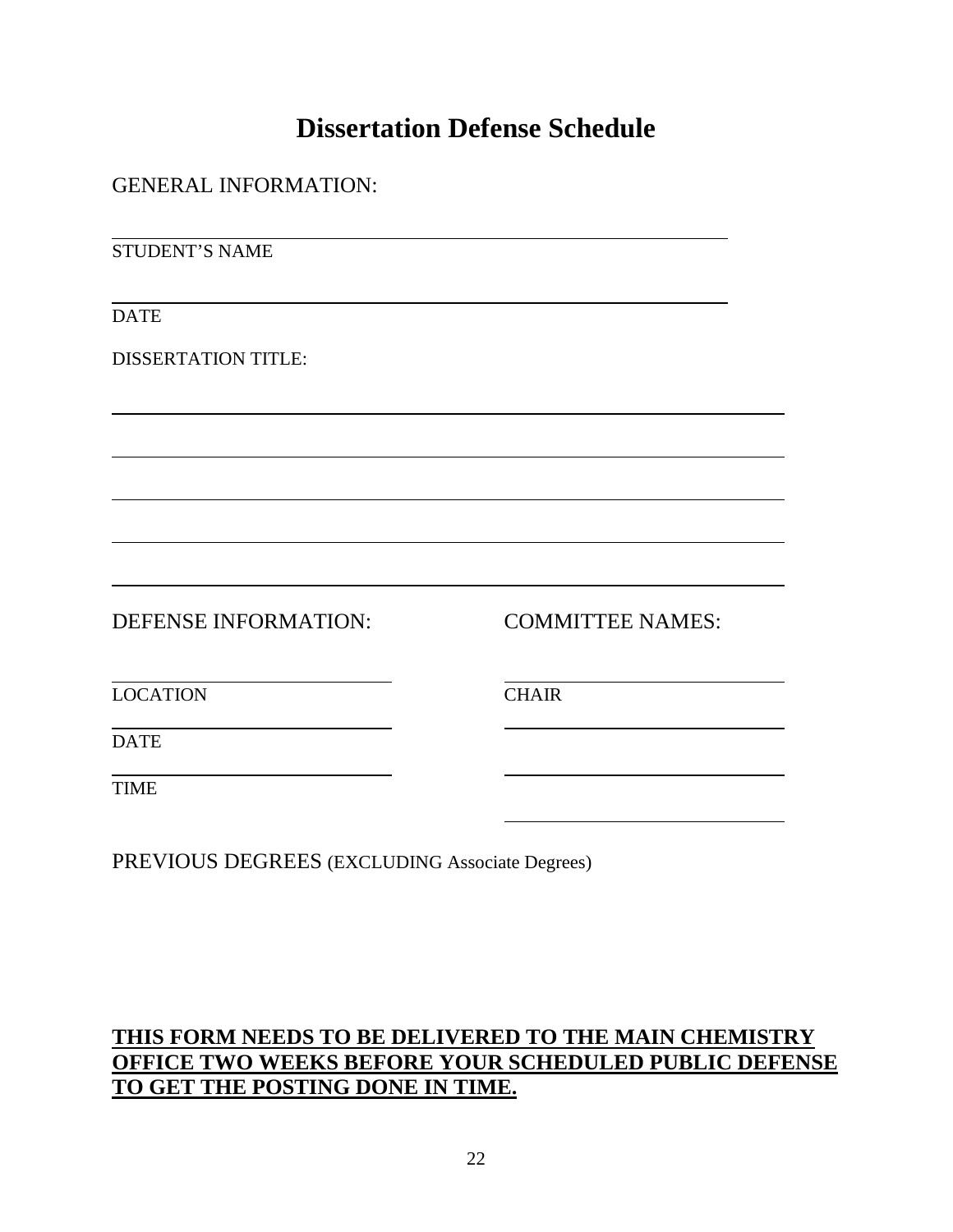# Dissertation Defense Schedule

GENERAL INFORMATION:

\_\_\_\_\_\_\_\_\_\_\_\_\_\_\_\_\_\_\_\_\_\_\_\_\_\_\_\_\_\_\_\_\_\_\_\_\_\_\_\_\_\_\_\_\_\_\_\_

STUDENT'S NAME

\_\_\_\_\_\_\_\_\_\_\_\_\_\_\_\_\_\_\_\_\_\_\_\_\_\_\_\_\_\_\_\_\_\_\_\_\_\_\_\_\_\_\_\_\_\_\_\_

DATE

DISSERTATION TITLE:

\_\_\_\_\_\_\_\_\_\_\_\_\_\_\_\_\_\_\_\_\_\_\_\_\_\_\_\_\_\_\_\_\_\_\_\_\_\_\_\_\_\_\_\_\_\_\_\_\_\_\_\_

\_\_\_\_\_\_\_\_\_\_\_\_\_\_\_\_\_\_\_\_\_\_\_\_\_\_\_\_\_\_\_\_\_\_\_\_\_\_\_\_\_\_\_\_\_\_\_\_\_\_\_\_

\_\_\_\_\_\_\_\_\_\_\_\_\_\_\_\_\_\_\_\_\_\_\_\_\_\_\_\_\_\_\_\_\_\_\_\_\_\_\_\_\_\_\_\_\_\_\_\_\_\_\_\_

\_\_\_\_\_\_\_\_\_\_\_\_\_\_\_\_\_\_\_\_\_\_\_\_\_\_\_\_\_\_\_\_\_\_\_\_\_\_\_\_\_\_\_\_\_\_\_\_\_\_\_\_

\_\_\_\_\_\_\_\_\_\_\_\_\_\_\_\_\_\_\_\_\_\_\_\_\_\_\_\_\_\_\_\_\_\_\_\_\_\_\_\_\_\_\_\_\_\_\_\_\_\_\_\_

| DEFENSE INFORMATION: | COMMITTEE NAMES: |
|---|---|
| \_\_\_\_\_\_\_\_\_\_\_\_\_\_\_\_\_\_\_\_ | \_\_\_\_\_\_\_\_\_\_\_\_\_\_\_\_\_\_\_\_ |
| LOCATION | CHAIR |
| \_\_\_\_\_\_\_\_\_\_\_\_\_\_\_\_\_\_\_\_ | \_\_\_\_\_\_\_\_\_\_\_\_\_\_\_\_\_\_\_\_ |
| DATE | |
| \_\_\_\_\_\_\_\_\_\_\_\_\_\_\_\_\_\_\_\_ | \_\_\_\_\_\_\_\_\_\_\_\_\_\_\_\_\_\_\_\_ |
| TIME | |
| | \_\_\_\_\_\_\_\_\_\_\_\_\_\_\_\_\_\_\_\_ |

PREVIOUS DEGREES (EXCLUDING Associate Degrees)

<u>**THIS FORM NEEDS TO BE DELIVERED TO THE MAIN CHEMISTRY OFFICE TWO WEEKS BEFORE YOUR SCHEDULED PUBLIC DEFENSE TO GET THE POSTING DONE IN TIME.**</u>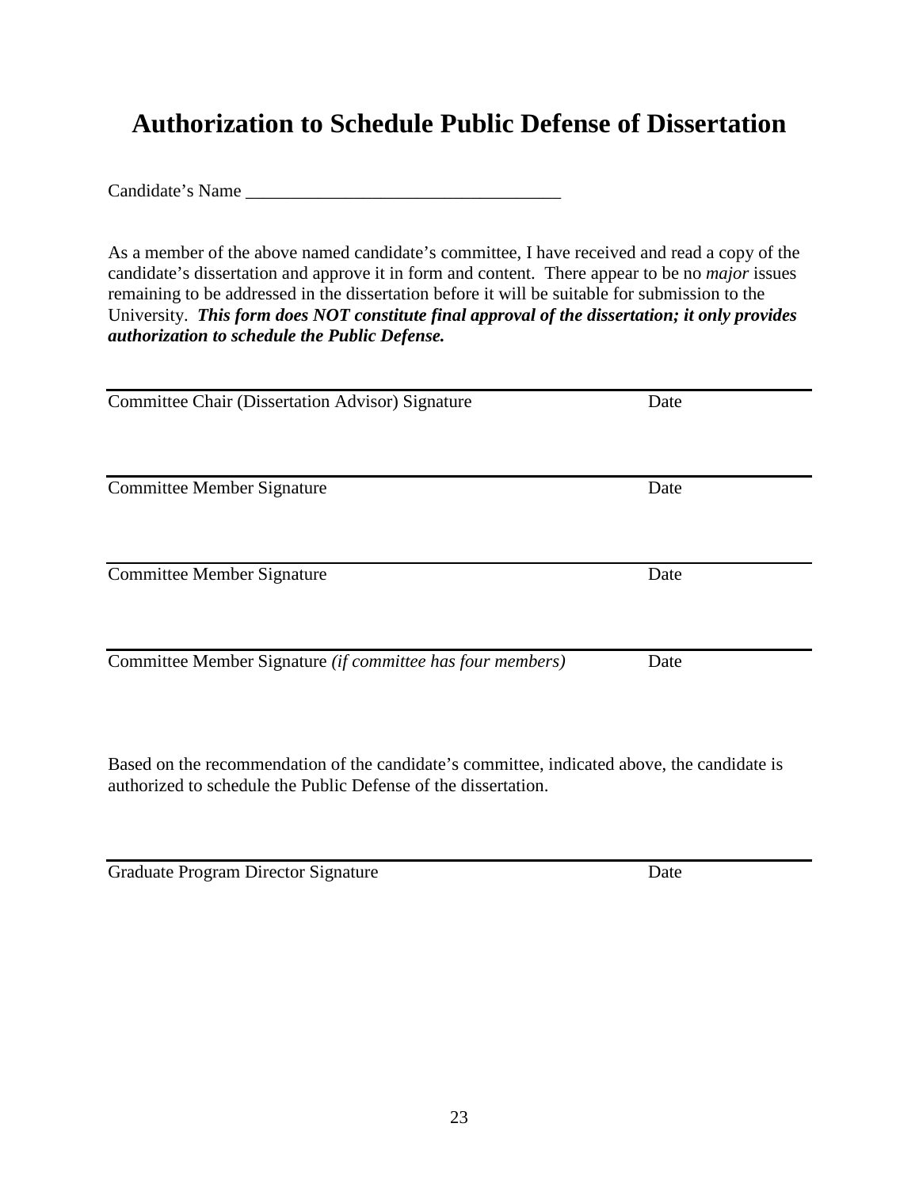# Authorization to Schedule Public Defense of Dissertation

Candidate's Name ___________________________________

As a member of the above named candidate's committee, I have received and read a copy of the candidate's dissertation and approve it in form and content. There appear to be no *major* issues remaining to be addressed in the dissertation before it will be suitable for submission to the University. ***This form does NOT constitute final approval of the dissertation; it only provides authorization to schedule the Public Defense.***

___________________________________________________________________________

Committee Chair (Dissertation Advisor) Signature                                         Date

___________________________________________________________________________

Committee Member Signature                                         Date

___________________________________________________________________________

Committee Member Signature                                         Date

___________________________________________________________________________

Committee Member Signature *(if committee has four members)*                                         Date

Based on the recommendation of the candidate's committee, indicated above, the candidate is authorized to schedule the Public Defense of the dissertation.

___________________________________________________________________________

Graduate Program Director Signature                                         Date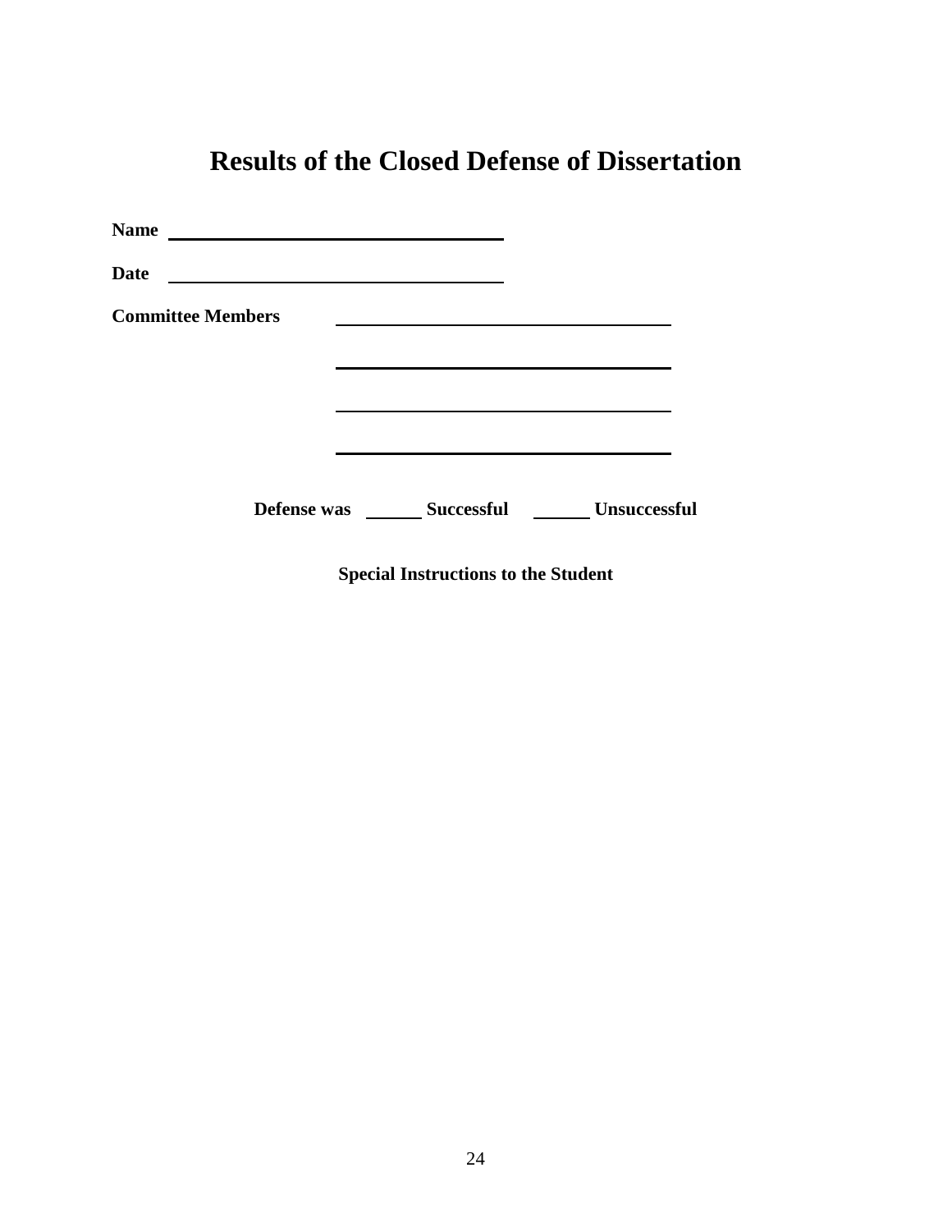# Results of the Closed Defense of Dissertation

**Name** ______________________________

**Date** ______________________________

**Committee Members** ______________________________

______________________________

______________________________

______________________________

**Defense was** ______ **Successful** ______ **Unsuccessful**

**Special Instructions to the Student**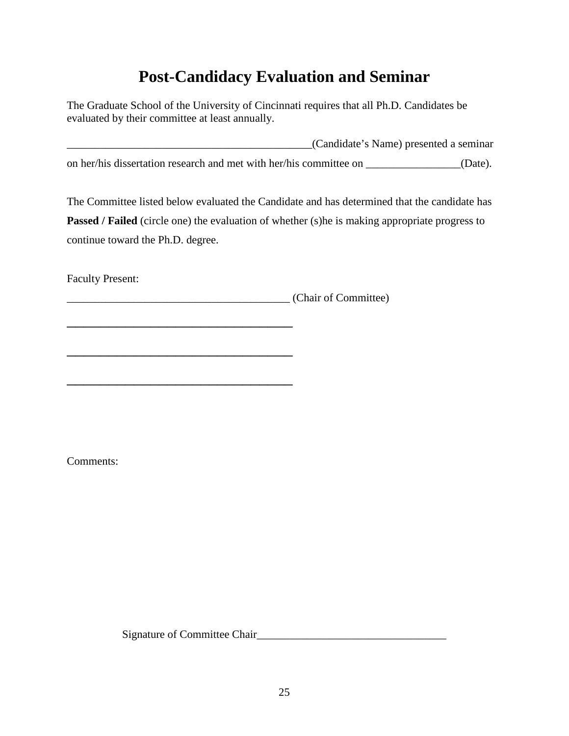# Post-Candidacy Evaluation and Seminar

The Graduate School of the University of Cincinnati requires that all Ph.D. Candidates be evaluated by their committee at least annually.

_____________________________________________(Candidate's Name) presented a seminar on her/his dissertation research and met with her/his committee on _________________(Date).

The Committee listed below evaluated the Candidate and has determined that the candidate has **Passed / Failed** (circle one) the evaluation of whether (s)he is making appropriate progress to continue toward the Ph.D. degree.

Faculty Present:

_________________________________________ (Chair of Committee)

_________________________________________

_________________________________________

_________________________________________

Comments:

Signature of Committee Chair__________________________________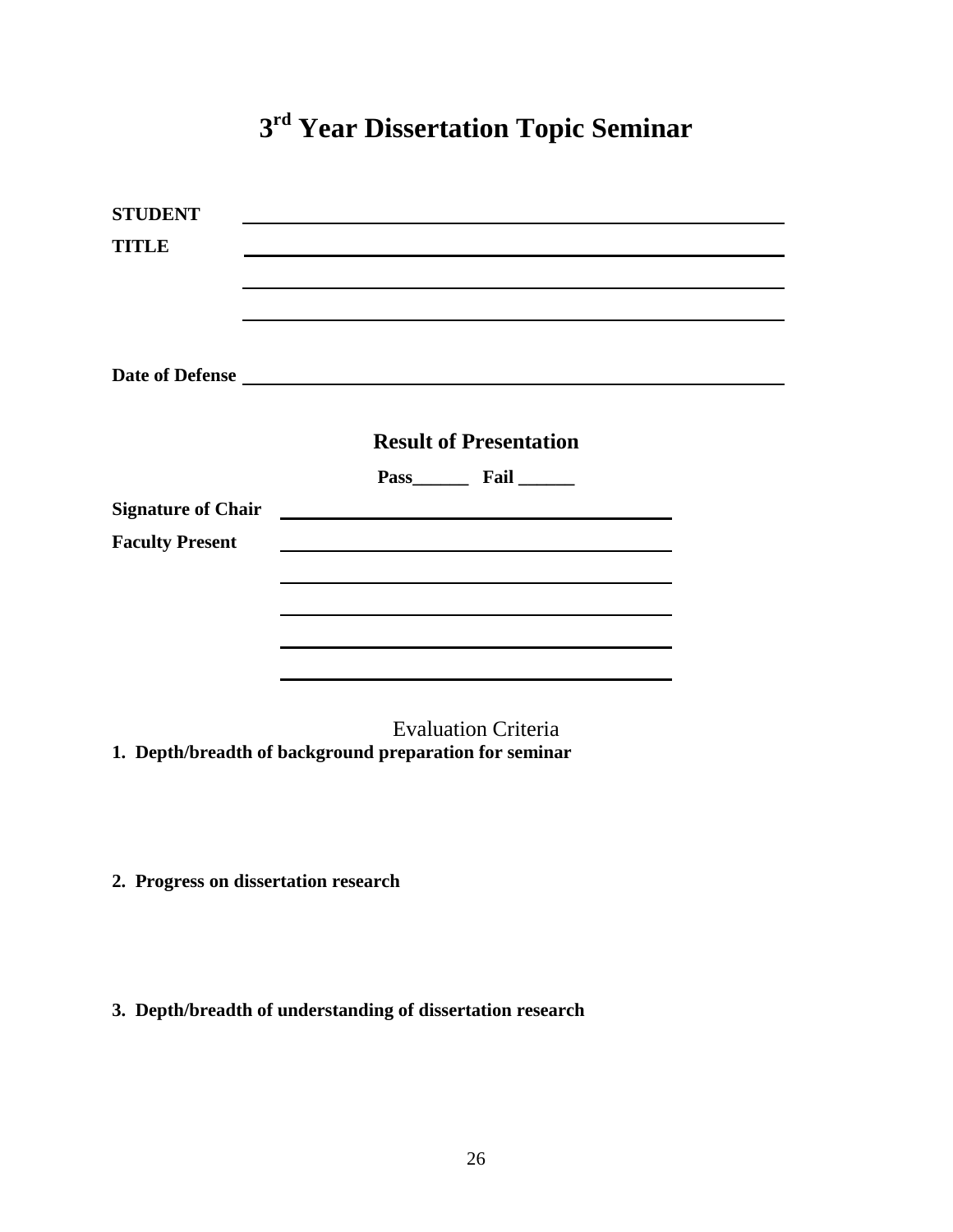# 3rd Year Dissertation Topic Seminar

**STUDENT** ______________________________________________

**TITLE** ______________________________________________

______________________________________________

______________________________________________

**Date of Defense** ______________________________________________

## Result of Presentation

**Pass______ Fail ______**

**Signature of Chair** ________________________________

**Faculty Present** ________________________________

________________________________

________________________________

________________________________

________________________________

Evaluation Criteria

**1. Depth/breadth of background preparation for seminar**

**2. Progress on dissertation research**

**3. Depth/breadth of understanding of dissertation research**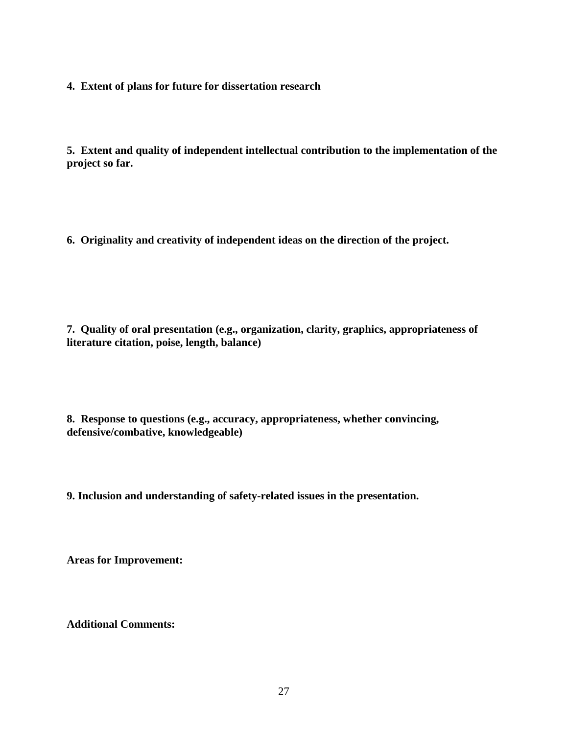**4. Extent of plans for future for dissertation research**

**5. Extent and quality of independent intellectual contribution to the implementation of the project so far.**

**6. Originality and creativity of independent ideas on the direction of the project.**

**7. Quality of oral presentation (e.g., organization, clarity, graphics, appropriateness of literature citation, poise, length, balance)**

**8. Response to questions (e.g., accuracy, appropriateness, whether convincing, defensive/combative, knowledgeable)**

**9. Inclusion and understanding of safety-related issues in the presentation.**

**Areas for Improvement:**

**Additional Comments:**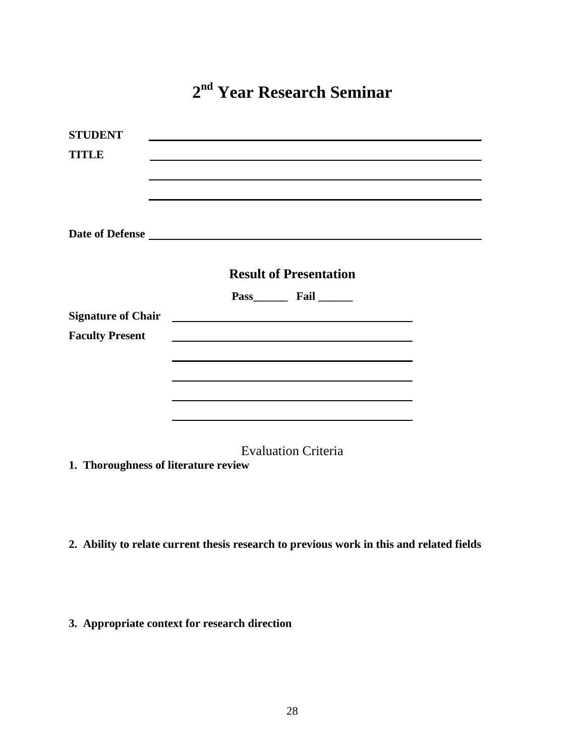# 2nd Year Research Seminar

**STUDENT** ______________________________________________

**TITLE** ______________________________________________

______________________________________________

______________________________________________

**Date of Defense** ______________________________________________

## Result of Presentation

**Pass______ Fail ______**

**Signature of Chair** ________________________________

**Faculty Present** ________________________________

________________________________

________________________________

________________________________

________________________________

Evaluation Criteria

**1. Thoroughness of literature review**

**2. Ability to relate current thesis research to previous work in this and related fields**

**3. Appropriate context for research direction**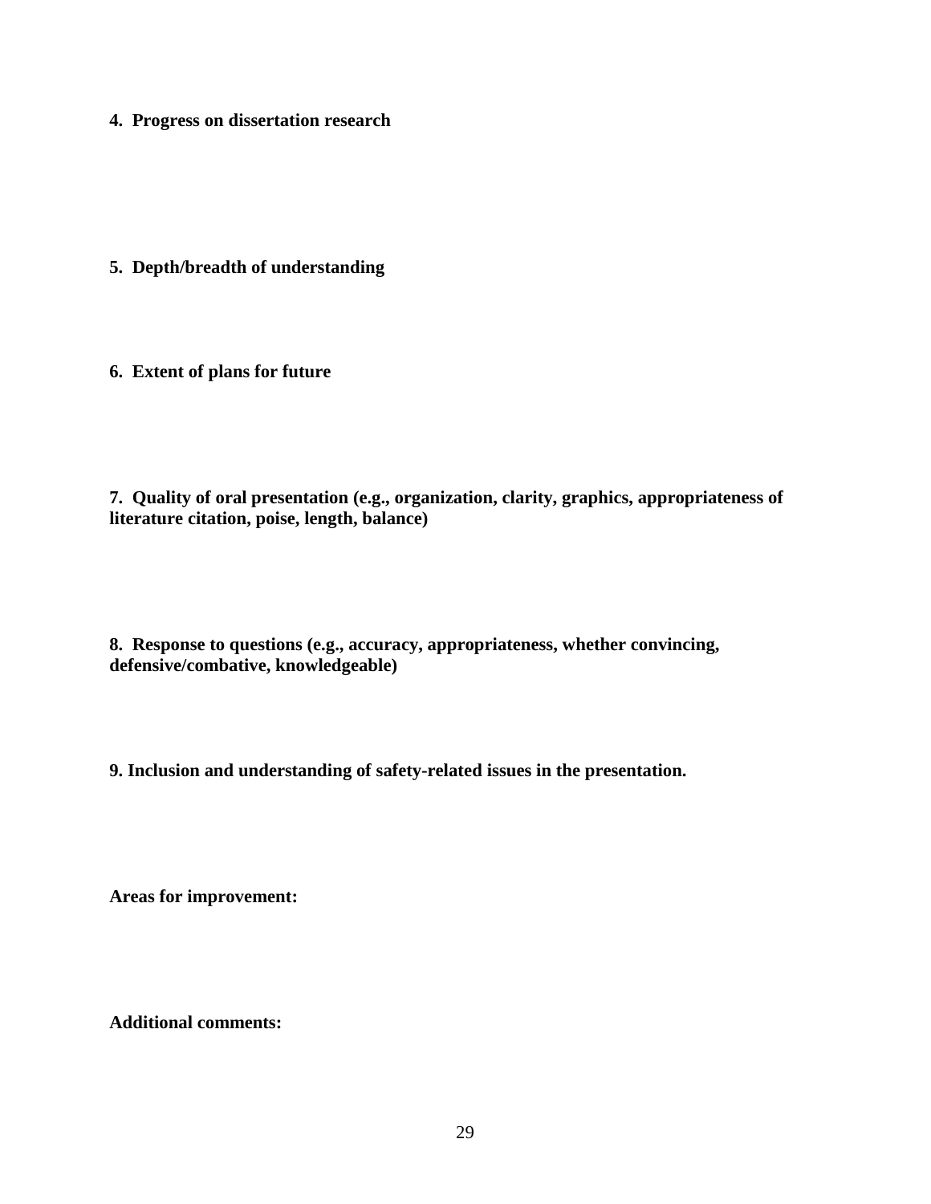**4. Progress on dissertation research**

**5. Depth/breadth of understanding**

**6. Extent of plans for future**

**7. Quality of oral presentation (e.g., organization, clarity, graphics, appropriateness of literature citation, poise, length, balance)**

**8. Response to questions (e.g., accuracy, appropriateness, whether convincing, defensive/combative, knowledgeable)**

**9. Inclusion and understanding of safety-related issues in the presentation.**

**Areas for improvement:**

**Additional comments:**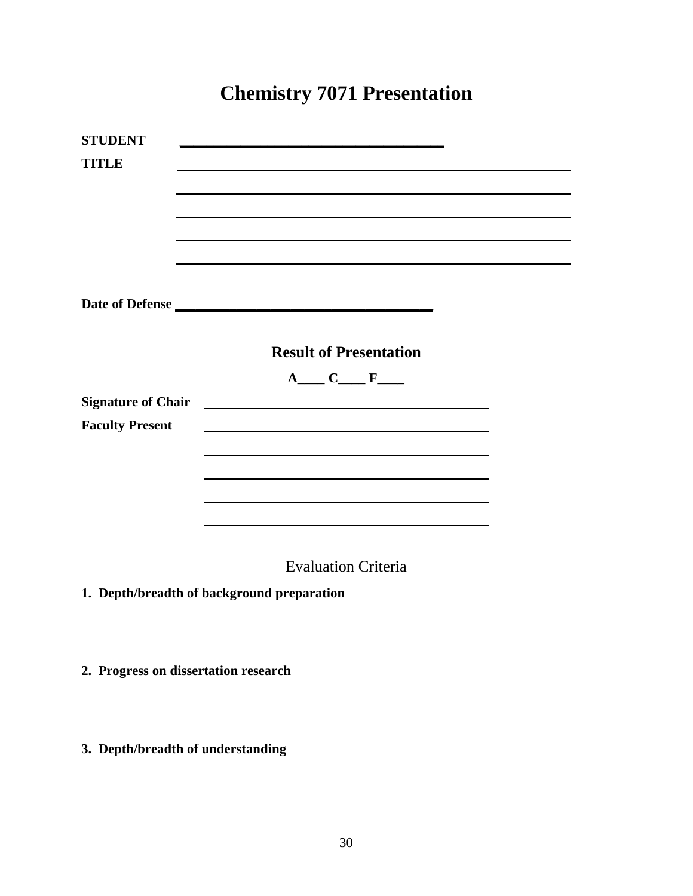# Chemistry 7071 Presentation

**STUDENT** ________________________________________

**TITLE** ____________________________________________________________

____________________________________________________________

____________________________________________________________

____________________________________________________________

____________________________________________________________

**Date of Defense** ________________________________________

## Result of Presentation

**A____ C____ F____**

**Signature of Chair** ____________________________________________

**Faculty Present** ____________________________________________

____________________________________________

____________________________________________

____________________________________________

____________________________________________

Evaluation Criteria

**1. Depth/breadth of background preparation**

**2. Progress on dissertation research**

**3. Depth/breadth of understanding**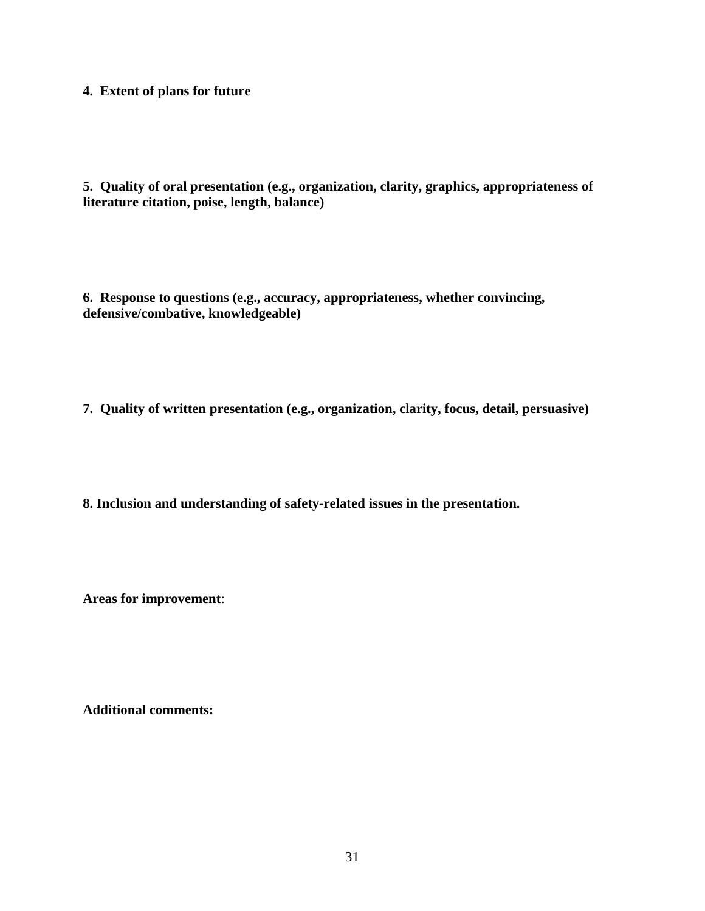**4. Extent of plans for future**

**5. Quality of oral presentation (e.g., organization, clarity, graphics, appropriateness of literature citation, poise, length, balance)**

**6. Response to questions (e.g., accuracy, appropriateness, whether convincing, defensive/combative, knowledgeable)**

**7. Quality of written presentation (e.g., organization, clarity, focus, detail, persuasive)**

**8. Inclusion and understanding of safety-related issues in the presentation.**

**Areas for improvement**:

**Additional comments:**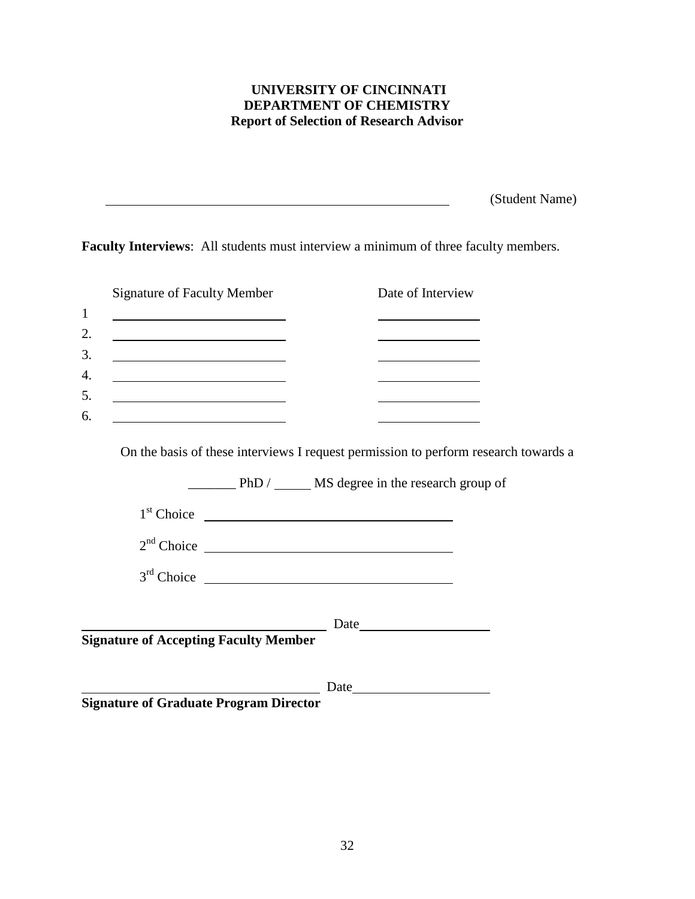**UNIVERSITY OF CINCINNATI**
**DEPARTMENT OF CHEMISTRY**
**Report of Selection of Research Advisor**

\_\_\_\_\_\_\_\_\_\_\_\_\_\_\_\_\_\_\_\_\_\_\_\_\_\_\_\_\_\_\_\_\_\_\_\_\_\_\_\_\_\_\_\_ (Student Name)

**Faculty Interviews**: All students must interview a minimum of three faculty members.

| | Signature of Faculty Member | Date of Interview |
|---|---|---|
| 1 | | |
| 2. | | |
| 3. | | |
| 4. | | |
| 5. | | |
| 6. | | |

On the basis of these interviews I request permission to perform research towards a

\_\_\_\_\_\_\_ PhD / \_\_\_\_\_ MS degree in the research group of

1st Choice \_\_\_\_\_\_\_\_\_\_\_\_\_\_\_\_\_\_\_\_\_\_\_\_\_\_\_\_\_\_\_\_

2nd Choice \_\_\_\_\_\_\_\_\_\_\_\_\_\_\_\_\_\_\_\_\_\_\_\_\_\_\_\_\_\_\_\_

3rd Choice \_\_\_\_\_\_\_\_\_\_\_\_\_\_\_\_\_\_\_\_\_\_\_\_\_\_\_\_\_\_\_\_

\_\_\_\_\_\_\_\_\_\_\_\_\_\_\_\_\_\_\_\_\_\_\_\_\_\_\_\_\_\_\_\_ Date\_\_\_\_\_\_\_\_\_\_\_\_\_\_\_\_\_\_
**Signature of Accepting Faculty Member**

\_\_\_\_\_\_\_\_\_\_\_\_\_\_\_\_\_\_\_\_\_\_\_\_\_\_\_\_\_\_\_\_ Date\_\_\_\_\_\_\_\_\_\_\_\_\_\_\_\_\_\_
**Signature of Graduate Program Director**